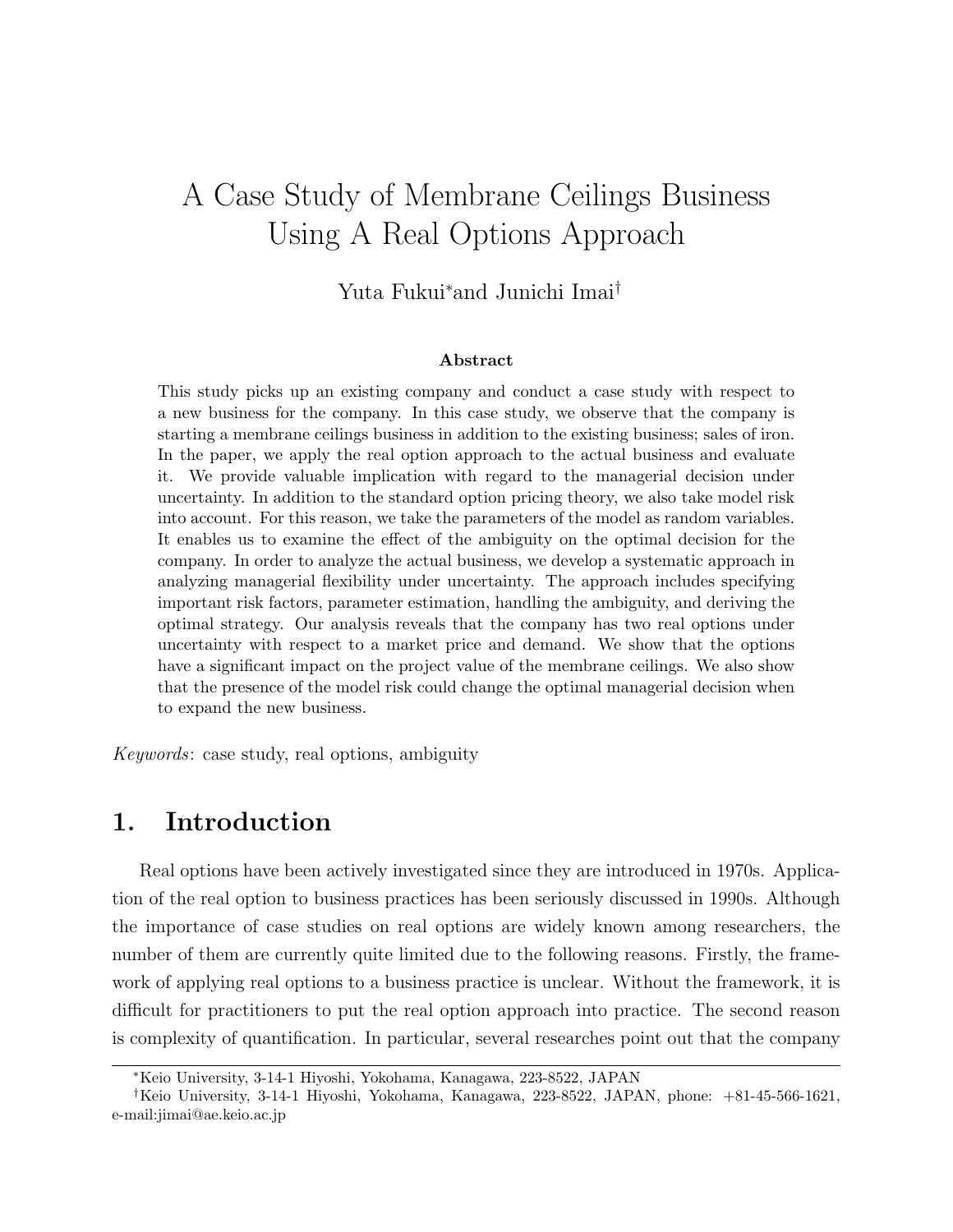# A Case Study of Membrane Ceilings Business Using A Real Options Approach

Yuta Fukui[*] and Junichi Imai[†]

**Abstract**

This study picks up an existing company and conduct a case study with respect to a new business for the company. In this case study, we observe that the company is starting a membrane ceilings business in addition to the existing business; sales of iron. In the paper, we apply the real option approach to the actual business and evaluate it. We provide valuable implication with regard to the managerial decision under uncertainty. In addition to the standard option pricing theory, we also take model risk into account. For this reason, we take the parameters of the model as random variables. It enables us to examine the effect of the ambiguity on the optimal decision for the company. In order to analyze the actual business, we develop a systematic approach in analyzing managerial flexibility under uncertainty. The approach includes specifying important risk factors, parameter estimation, handling the ambiguity, and deriving the optimal strategy. Our analysis reveals that the company has two real options under uncertainty with respect to a market price and demand. We show that the options have a significant impact on the project value of the membrane ceilings. We also show that the presence of the model risk could change the optimal managerial decision when to expand the new business.

*Keywords*: case study, real options, ambiguity

## 1. Introduction

Real options have been actively investigated since they are introduced in 1970s. Application of the real option to business practices has been seriously discussed in 1990s. Although the importance of case studies on real options are widely known among researchers, the number of them are currently quite limited due to the following reasons. Firstly, the framework of applying real options to a business practice is unclear. Without the framework, it is difficult for practitioners to put the real option approach into practice. The second reason is complexity of quantification. In particular, several researches point out that the company

---

[*] Keio University, 3-14-1 Hiyoshi, Yokohama, Kanagawa, 223-8522, JAPAN

[†] Keio University, 3-14-1 Hiyoshi, Yokohama, Kanagawa, 223-8522, JAPAN, phone: +81-45-566-1621, e-mail:jimai@ae.keio.ac.jp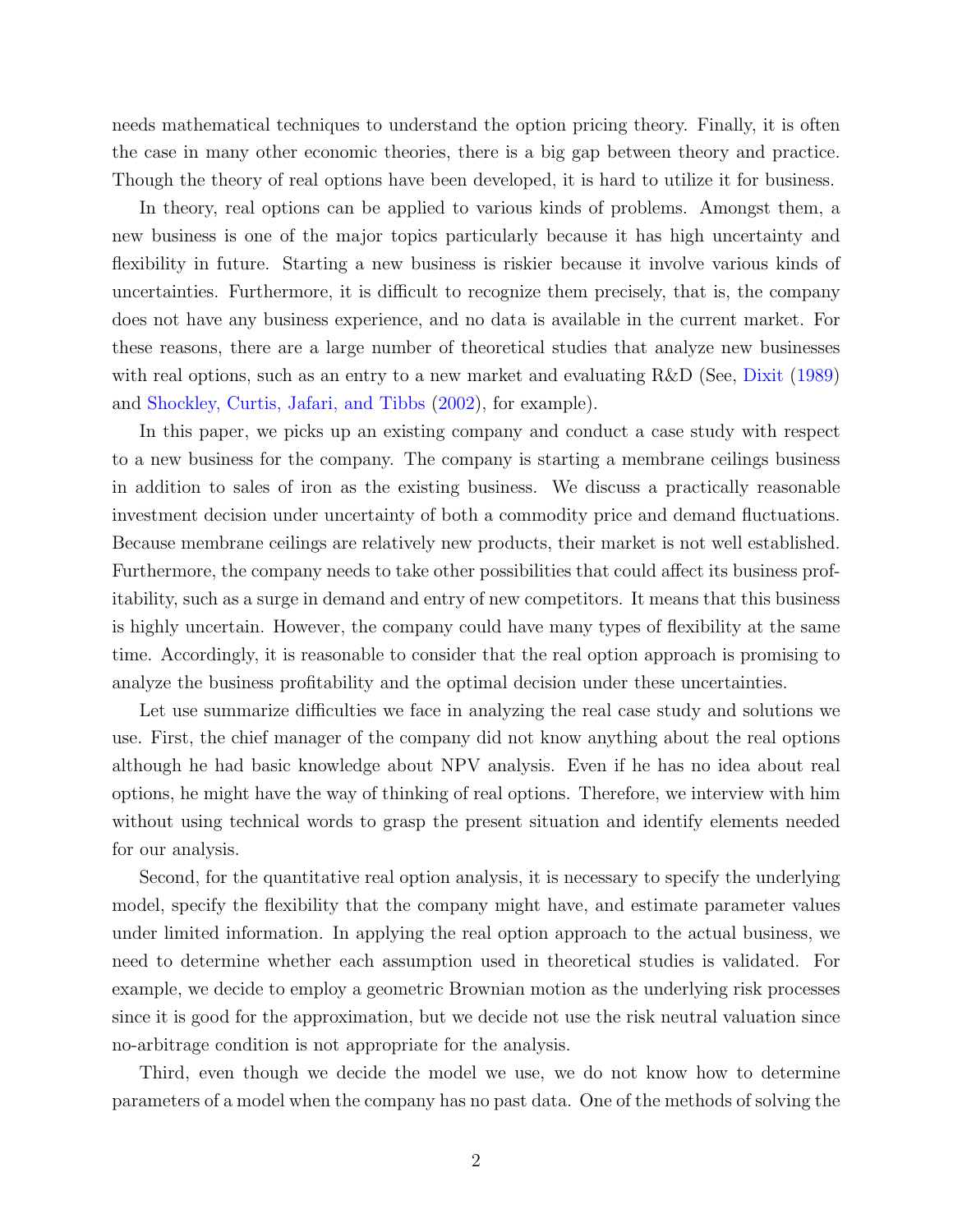needs mathematical techniques to understand the option pricing theory. Finally, it is often the case in many other economic theories, there is a big gap between theory and practice. Though the theory of real options have been developed, it is hard to utilize it for business.

In theory, real options can be applied to various kinds of problems. Amongst them, a new business is one of the major topics particularly because it has high uncertainty and flexibility in future. Starting a new business is riskier because it involve various kinds of uncertainties. Furthermore, it is difficult to recognize them precisely, that is, the company does not have any business experience, and no data is available in the current market. For these reasons, there are a large number of theoretical studies that analyze new businesses with real options, such as an entry to a new market and evaluating R&D (See, Dixit (1989) and Shockley, Curtis, Jafari, and Tibbs (2002), for example).

In this paper, we picks up an existing company and conduct a case study with respect to a new business for the company. The company is starting a membrane ceilings business in addition to sales of iron as the existing business. We discuss a practically reasonable investment decision under uncertainty of both a commodity price and demand fluctuations. Because membrane ceilings are relatively new products, their market is not well established. Furthermore, the company needs to take other possibilities that could affect its business profitability, such as a surge in demand and entry of new competitors. It means that this business is highly uncertain. However, the company could have many types of flexibility at the same time. Accordingly, it is reasonable to consider that the real option approach is promising to analyze the business profitability and the optimal decision under these uncertainties.

Let use summarize difficulties we face in analyzing the real case study and solutions we use. First, the chief manager of the company did not know anything about the real options although he had basic knowledge about NPV analysis. Even if he has no idea about real options, he might have the way of thinking of real options. Therefore, we interview with him without using technical words to grasp the present situation and identify elements needed for our analysis.

Second, for the quantitative real option analysis, it is necessary to specify the underlying model, specify the flexibility that the company might have, and estimate parameter values under limited information. In applying the real option approach to the actual business, we need to determine whether each assumption used in theoretical studies is validated. For example, we decide to employ a geometric Brownian motion as the underlying risk processes since it is good for the approximation, but we decide not use the risk neutral valuation since no-arbitrage condition is not appropriate for the analysis.

Third, even though we decide the model we use, we do not know how to determine parameters of a model when the company has no past data. One of the methods of solving the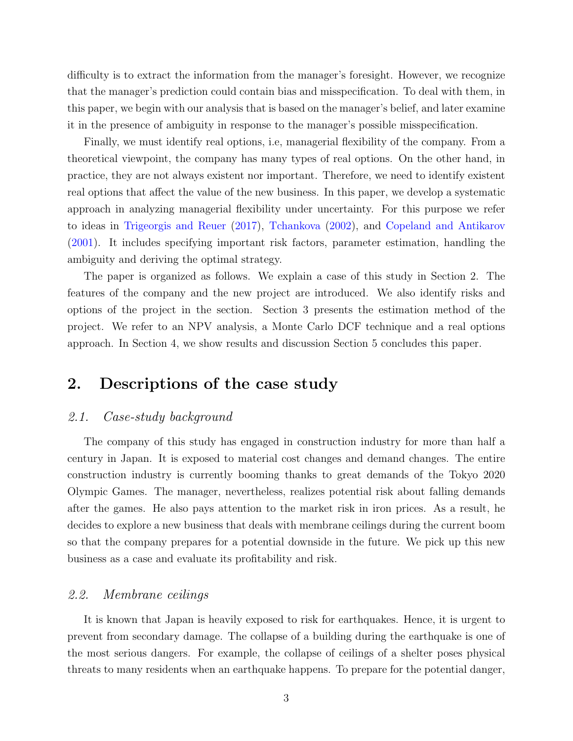difficulty is to extract the information from the manager's foresight. However, we recognize that the manager's prediction could contain bias and misspecification. To deal with them, in this paper, we begin with our analysis that is based on the manager's belief, and later examine it in the presence of ambiguity in response to the manager's possible misspecification.

Finally, we must identify real options, i.e, managerial flexibility of the company. From a theoretical viewpoint, the company has many types of real options. On the other hand, in practice, they are not always existent nor important. Therefore, we need to identify existent real options that affect the value of the new business. In this paper, we develop a systematic approach in analyzing managerial flexibility under uncertainty. For this purpose we refer to ideas in Trigeorgis and Reuer (2017), Tchankova (2002), and Copeland and Antikarov (2001). It includes specifying important risk factors, parameter estimation, handling the ambiguity and deriving the optimal strategy.

The paper is organized as follows. We explain a case of this study in Section 2. The features of the company and the new project are introduced. We also identify risks and options of the project in the section. Section 3 presents the estimation method of the project. We refer to an NPV analysis, a Monte Carlo DCF technique and a real options approach. In Section 4, we show results and discussion Section 5 concludes this paper.

## 2. Descriptions of the case study

### *2.1. Case-study background*

The company of this study has engaged in construction industry for more than half a century in Japan. It is exposed to material cost changes and demand changes. The entire construction industry is currently booming thanks to great demands of the Tokyo 2020 Olympic Games. The manager, nevertheless, realizes potential risk about falling demands after the games. He also pays attention to the market risk in iron prices. As a result, he decides to explore a new business that deals with membrane ceilings during the current boom so that the company prepares for a potential downside in the future. We pick up this new business as a case and evaluate its profitability and risk.

### *2.2. Membrane ceilings*

It is known that Japan is heavily exposed to risk for earthquakes. Hence, it is urgent to prevent from secondary damage. The collapse of a building during the earthquake is one of the most serious dangers. For example, the collapse of ceilings of a shelter poses physical threats to many residents when an earthquake happens. To prepare for the potential danger,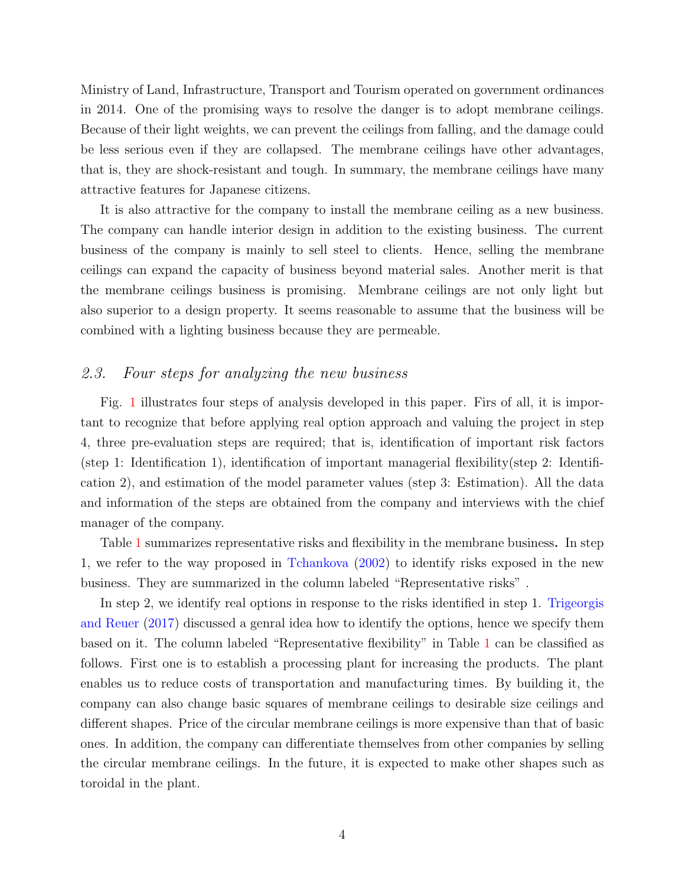Ministry of Land, Infrastructure, Transport and Tourism operated on government ordinances in 2014. One of the promising ways to resolve the danger is to adopt membrane ceilings. Because of their light weights, we can prevent the ceilings from falling, and the damage could be less serious even if they are collapsed. The membrane ceilings have other advantages, that is, they are shock-resistant and tough. In summary, the membrane ceilings have many attractive features for Japanese citizens.

It is also attractive for the company to install the membrane ceiling as a new business. The company can handle interior design in addition to the existing business. The current business of the company is mainly to sell steel to clients. Hence, selling the membrane ceilings can expand the capacity of business beyond material sales. Another merit is that the membrane ceilings business is promising. Membrane ceilings are not only light but also superior to a design property. It seems reasonable to assume that the business will be combined with a lighting business because they are permeable.

### *2.3. Four steps for analyzing the new business*

Fig. 1 illustrates four steps of analysis developed in this paper. Firs of all, it is important to recognize that before applying real option approach and valuing the project in step 4, three pre-evaluation steps are required; that is, identification of important risk factors (step 1: Identification 1), identification of important managerial flexibility(step 2: Identification 2), and estimation of the model parameter values (step 3: Estimation). All the data and information of the steps are obtained from the company and interviews with the chief manager of the company.

Table 1 summarizes representative risks and flexibility in the membrane business**.** In step 1, we refer to the way proposed in Tchankova (2002) to identify risks exposed in the new business. They are summarized in the column labeled "Representative risks" .

In step 2, we identify real options in response to the risks identified in step 1. Trigeorgis and Reuer (2017) discussed a genral idea how to identify the options, hence we specify them based on it. The column labeled "Representative flexibility" in Table 1 can be classified as follows. First one is to establish a processing plant for increasing the products. The plant enables us to reduce costs of transportation and manufacturing times. By building it, the company can also change basic squares of membrane ceilings to desirable size ceilings and different shapes. Price of the circular membrane ceilings is more expensive than that of basic ones. In addition, the company can differentiate themselves from other companies by selling the circular membrane ceilings. In the future, it is expected to make other shapes such as toroidal in the plant.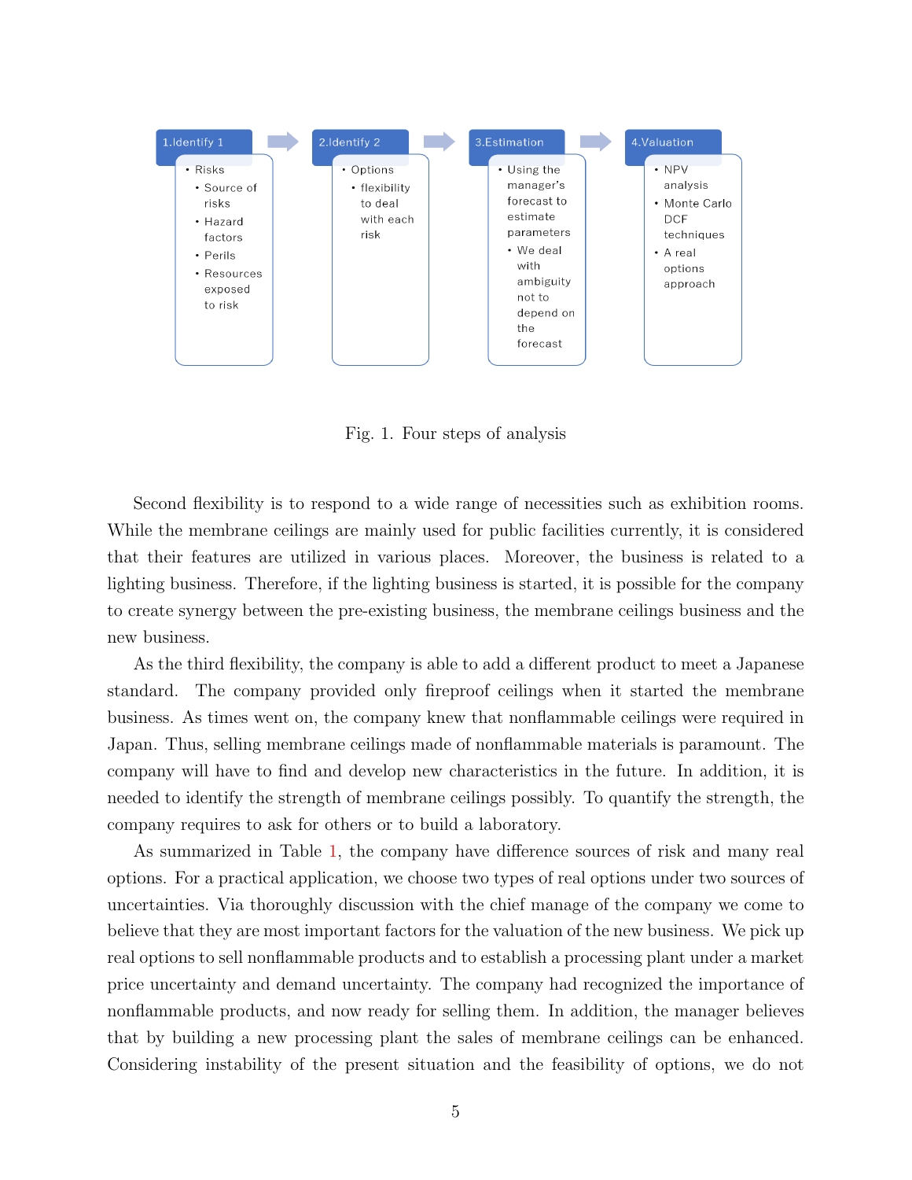| 1.Identify 1 | 2.Identify 2 | 3.Estimation | 4.Valuation |
| --- | --- | --- | --- |
| • Risks<br>  • Source of risks<br>  • Hazard factors<br>  • Perils<br>  • Resources exposed to risk | • Options<br>  • flexibility to deal with each risk | • Using the manager's forecast to estimate parameters<br>  • We deal with ambiguity not to depend on the forecast | • NPV analysis<br>• Monte Carlo DCF techniques<br>• A real options approach |

Fig. 1. Four steps of analysis

Second flexibility is to respond to a wide range of necessities such as exhibition rooms. While the membrane ceilings are mainly used for public facilities currently, it is considered that their features are utilized in various places. Moreover, the business is related to a lighting business. Therefore, if the lighting business is started, it is possible for the company to create synergy between the pre-existing business, the membrane ceilings business and the new business.

As the third flexibility, the company is able to add a different product to meet a Japanese standard. The company provided only fireproof ceilings when it started the membrane business. As times went on, the company knew that nonflammable ceilings were required in Japan. Thus, selling membrane ceilings made of nonflammable materials is paramount. The company will have to find and develop new characteristics in the future. In addition, it is needed to identify the strength of membrane ceilings possibly. To quantify the strength, the company requires to ask for others or to build a laboratory.

As summarized in Table 1, the company have difference sources of risk and many real options. For a practical application, we choose two types of real options under two sources of uncertainties. Via thoroughly discussion with the chief manage of the company we come to believe that they are most important factors for the valuation of the new business. We pick up real options to sell nonflammable products and to establish a processing plant under a market price uncertainty and demand uncertainty. The company had recognized the importance of nonflammable products, and now ready for selling them. In addition, the manager believes that by building a new processing plant the sales of membrane ceilings can be enhanced. Considering instability of the present situation and the feasibility of options, we do not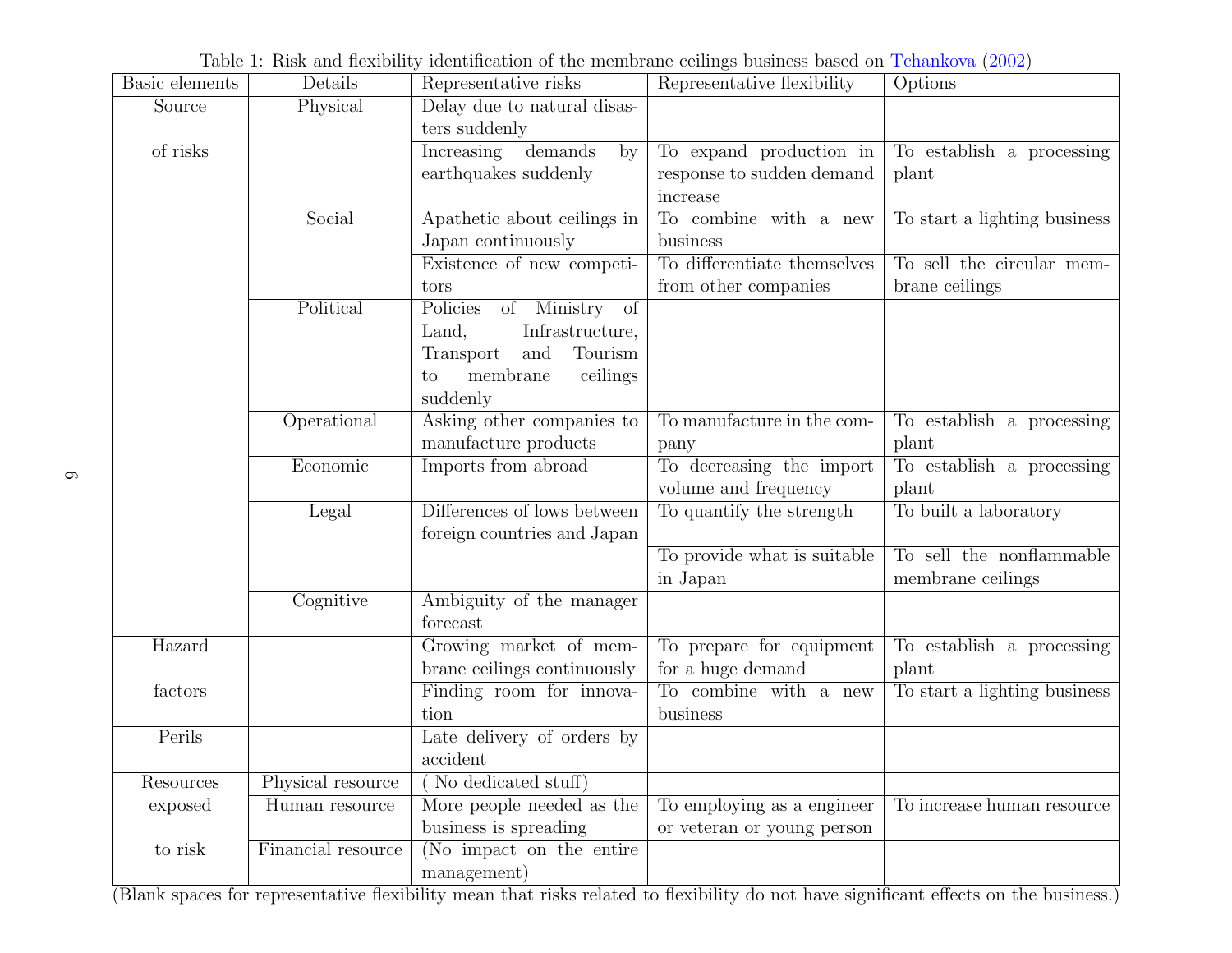Table 1: Risk and flexibility identification of the membrane ceilings business based on Tchankova (2002)

| Basic elements | Details | Representative risks | Representative flexibility | Options |
|---|---|---|---|---|
| Source of risks | Physical | Delay due to natural disasters suddenly | | |
| | | Increasing demands by earthquakes suddenly | To expand production in response to sudden demand increase | To establish a processing plant |
| | Social | Apathetic about ceilings in Japan continuously | To combine with a new business | To start a lighting business |
| | | Existence of new competitors | To differentiate themselves from other companies | To sell the circular membrane ceilings |
| | Political | Policies of Ministry of Land, Infrastructure, Transport and Tourism to membrane ceilings suddenly | | |
| | Operational | Asking other companies to manufacture products | To manufacture in the company | To establish a processing plant |
| | Economic | Imports from abroad | To decreasing the import volume and frequency | To establish a processing plant |
| | Legal | Differences of lows between foreign countries and Japan | To quantify the strength | To built a laboratory |
| | | | To provide what is suitable in Japan | To sell the nonflammable membrane ceilings |
| | Cognitive | Ambiguity of the manager forecast | | |
| Hazard factors | | Growing market of membrane ceilings continuously | To prepare for equipment for a huge demand | To establish a processing plant |
| | | Finding room for innovation | To combine with a new business | To start a lighting business |
| Perils | | Late delivery of orders by accident | | |
| Resources exposed to risk | Physical resource | ( No dedicated stuff) | | |
| | Human resource | More people needed as the business is spreading | To employing as a engineer or veteran or young person | To increase human resource |
| | Financial resource | (No impact on the entire management) | | |

(Blank spaces for representative flexibility mean that risks related to flexibility do not have significant effects on the business.)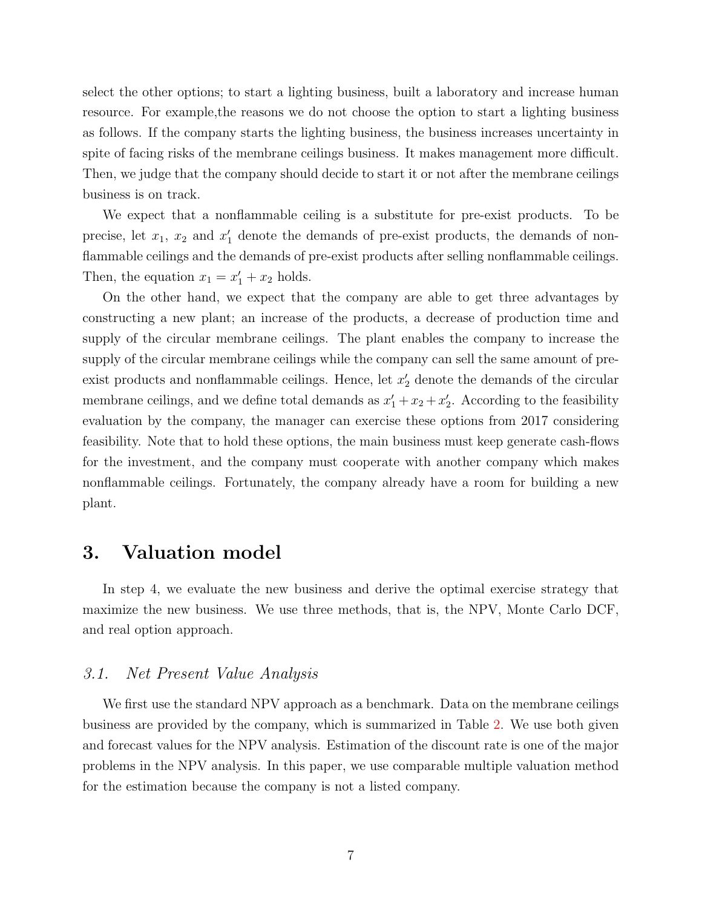select the other options; to start a lighting business, built a laboratory and increase human resource. For example,the reasons we do not choose the option to start a lighting business as follows. If the company starts the lighting business, the business increases uncertainty in spite of facing risks of the membrane ceilings business. It makes management more difficult. Then, we judge that the company should decide to start it or not after the membrane ceilings business is on track.

We expect that a nonflammable ceiling is a substitute for pre-exist products. To be precise, let $x_1$, $x_2$ and $x_1'$ denote the demands of pre-exist products, the demands of nonflammable ceilings and the demands of pre-exist products after selling nonflammable ceilings. Then, the equation $x_1 = x_1' + x_2$ holds.

On the other hand, we expect that the company are able to get three advantages by constructing a new plant; an increase of the products, a decrease of production time and supply of the circular membrane ceilings. The plant enables the company to increase the supply of the circular membrane ceilings while the company can sell the same amount of pre-exist products and nonflammable ceilings. Hence, let $x_2'$ denote the demands of the circular membrane ceilings, and we define total demands as $x_1' + x_2 + x_2'$. According to the feasibility evaluation by the company, the manager can exercise these options from 2017 considering feasibility. Note that to hold these options, the main business must keep generate cash-flows for the investment, and the company must cooperate with another company which makes nonflammable ceilings. Fortunately, the company already have a room for building a new plant.

## 3. Valuation model

In step 4, we evaluate the new business and derive the optimal exercise strategy that maximize the new business. We use three methods, that is, the NPV, Monte Carlo DCF, and real option approach.

### *3.1. Net Present Value Analysis*

We first use the standard NPV approach as a benchmark. Data on the membrane ceilings business are provided by the company, which is summarized in Table 2. We use both given and forecast values for the NPV analysis. Estimation of the discount rate is one of the major problems in the NPV analysis. In this paper, we use comparable multiple valuation method for the estimation because the company is not a listed company.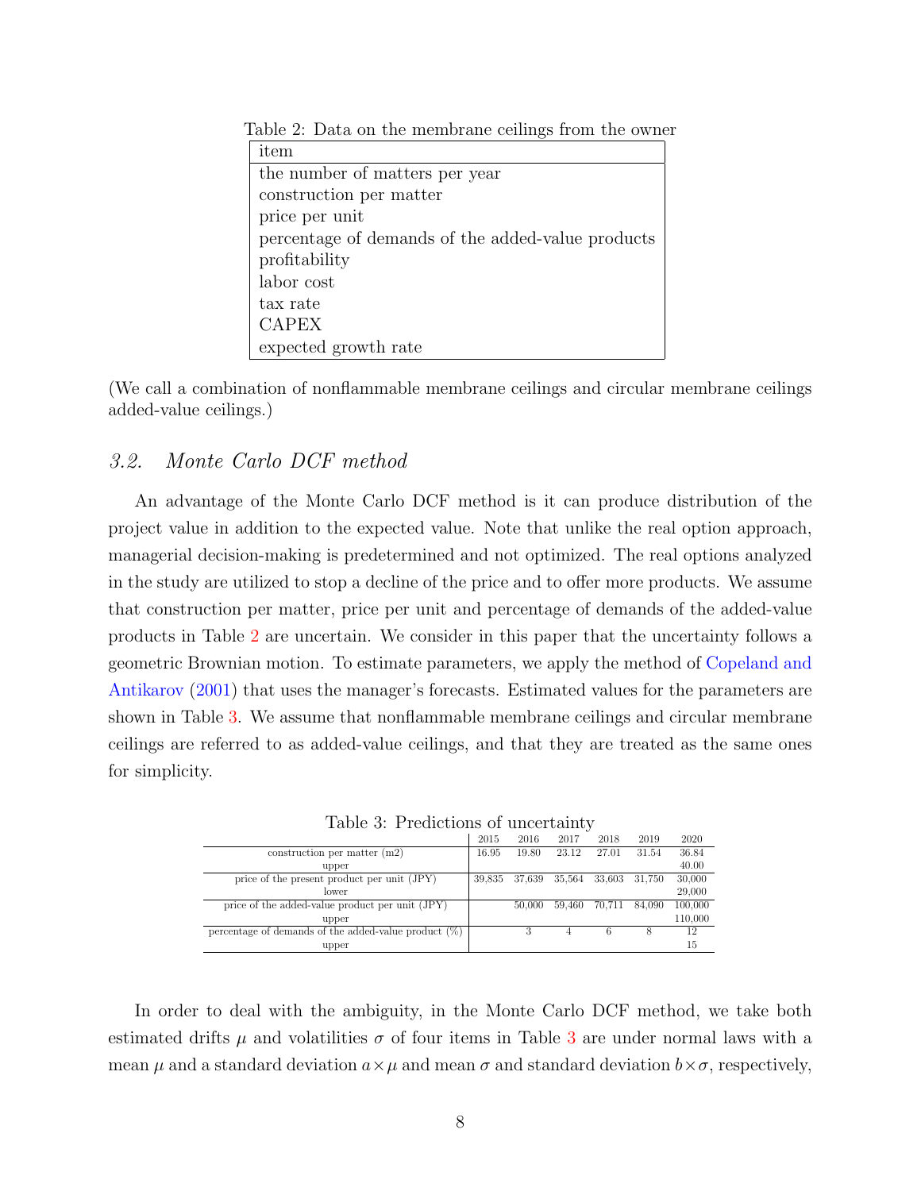Table 2: Data on the membrane ceilings from the owner

| item |
|---|
| the number of matters per year |
| construction per matter |
| price per unit |
| percentage of demands of the added-value products |
| profitability |
| labor cost |
| tax rate |
| CAPEX |
| expected growth rate |

(We call a combination of nonflammable membrane ceilings and circular membrane ceilings added-value ceilings.)

### *3.2. Monte Carlo DCF method*

An advantage of the Monte Carlo DCF method is it can produce distribution of the project value in addition to the expected value. Note that unlike the real option approach, managerial decision-making is predetermined and not optimized. The real options analyzed in the study are utilized to stop a decline of the price and to offer more products. We assume that construction per matter, price per unit and percentage of demands of the added-value products in Table 2 are uncertain. We consider in this paper that the uncertainty follows a geometric Brownian motion. To estimate parameters, we apply the method of Copeland and Antikarov (2001) that uses the manager's forecasts. Estimated values for the parameters are shown in Table 3. We assume that nonflammable membrane ceilings and circular membrane ceilings are referred to as added-value ceilings, and that they are treated as the same ones for simplicity.

Table 3: Predictions of uncertainty

| | 2015 | 2016 | 2017 | 2018 | 2019 | 2020 |
|---|---|---|---|---|---|---|
| construction per matter (m2) | 16.95 | 19.80 | 23.12 | 27.01 | 31.54 | 36.84 |
| upper | | | | | | 40.00 |
| price of the present product per unit (JPY) | 39,835 | 37,639 | 35,564 | 33,603 | 31,750 | 30,000 |
| lower | | | | | | 29,000 |
| price of the added-value product per unit (JPY) | | 50,000 | 59,460 | 70,711 | 84,090 | 100,000 |
| upper | | | | | | 110,000 |
| percentage of demands of the added-value product (%) | | 3 | 4 | 6 | 8 | 12 |
| upper | | | | | | 15 |

In order to deal with the ambiguity, in the Monte Carlo DCF method, we take both estimated drifts $\mu$ and volatilities $\sigma$ of four items in Table 3 are under normal laws with a mean $\mu$ and a standard deviation $a \times \mu$ and mean $\sigma$ and standard deviation $b \times \sigma$, respectively,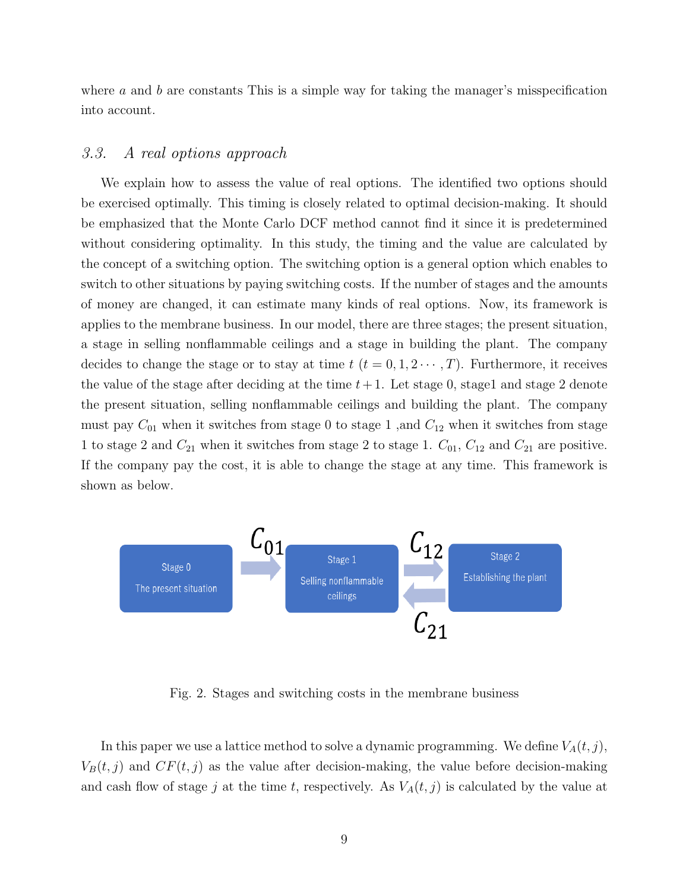where $a$ and $b$ are constants This is a simple way for taking the manager's misspecification into account.

### *3.3. A real options approach*

We explain how to assess the value of real options. The identified two options should be exercised optimally. This timing is closely related to optimal decision-making. It should be emphasized that the Monte Carlo DCF method cannot find it since it is predetermined without considering optimality. In this study, the timing and the value are calculated by the concept of a switching option. The switching option is a general option which enables to switch to other situations by paying switching costs. If the number of stages and the amounts of money are changed, it can estimate many kinds of real options. Now, its framework is applies to the membrane business. In our model, there are three stages; the present situation, a stage in selling nonflammable ceilings and a stage in building the plant. The company decides to change the stage or to stay at time $t$ $(t = 0, 1, 2 \cdots, T)$. Furthermore, it receives the value of the stage after deciding at the time $t+1$. Let stage 0, stage1 and stage 2 denote the present situation, selling nonflammable ceilings and building the plant. The company must pay $C_{01}$ when it switches from stage 0 to stage 1 ,and $C_{12}$ when it switches from stage 1 to stage 2 and $C_{21}$ when it switches from stage 2 to stage 1. $C_{01}$, $C_{12}$ and $C_{21}$ are positive. If the company pay the cost, it is able to change the stage at any time. This framework is shown as below.

Stage 0 The present situation → $C_{01}$ → Stage 1 Selling nonflammable ceilings → $C_{12}$ → Stage 2 Establishing the plant; Stage 2 → $C_{21}$ → Stage 1

Fig. 2. Stages and switching costs in the membrane business

In this paper we use a lattice method to solve a dynamic programming. We define $V_A(t, j)$, $V_B(t, j)$ and $CF(t, j)$ as the value after decision-making, the value before decision-making and cash flow of stage $j$ at the time $t$, respectively. As $V_A(t, j)$ is calculated by the value at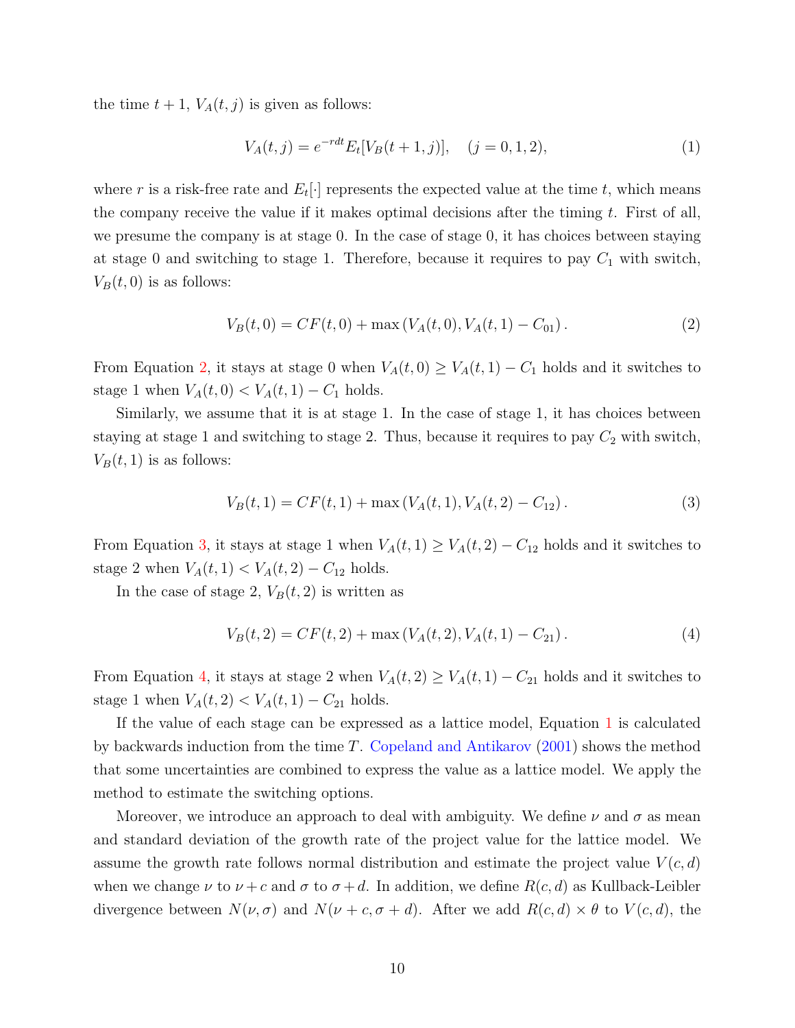the time $t+1$, $V_A(t,j)$ is given as follows:

$$V_A(t,j) = e^{-rdt} E_t[V_B(t+1,j)], \quad (j = 0, 1, 2), \tag{1}$$

where $r$ is a risk-free rate and $E_t[\cdot]$ represents the expected value at the time $t$, which means the company receive the value if it makes optimal decisions after the timing $t$. First of all, we presume the company is at stage 0. In the case of stage 0, it has choices between staying at stage 0 and switching to stage 1. Therefore, because it requires to pay $C_1$ with switch, $V_B(t,0)$ is as follows:

$$V_B(t,0) = CF(t,0) + \max\left(V_A(t,0), V_A(t,1) - C_{01}\right). \tag{2}$$

From Equation 2, it stays at stage 0 when $V_A(t,0) \geq V_A(t,1) - C_1$ holds and it switches to stage 1 when $V_A(t,0) < V_A(t,1) - C_1$ holds.

Similarly, we assume that it is at stage 1. In the case of stage 1, it has choices between staying at stage 1 and switching to stage 2. Thus, because it requires to pay $C_2$ with switch, $V_B(t,1)$ is as follows:

$$V_B(t,1) = CF(t,1) + \max\left(V_A(t,1), V_A(t,2) - C_{12}\right). \tag{3}$$

From Equation 3, it stays at stage 1 when $V_A(t,1) \geq V_A(t,2) - C_{12}$ holds and it switches to stage 2 when $V_A(t,1) < V_A(t,2) - C_{12}$ holds.

In the case of stage 2, $V_B(t,2)$ is written as

$$V_B(t,2) = CF(t,2) + \max\left(V_A(t,2), V_A(t,1) - C_{21}\right). \tag{4}$$

From Equation 4, it stays at stage 2 when $V_A(t,2) \geq V_A(t,1) - C_{21}$ holds and it switches to stage 1 when $V_A(t,2) < V_A(t,1) - C_{21}$ holds.

If the value of each stage can be expressed as a lattice model, Equation 1 is calculated by backwards induction from the time $T$. Copeland and Antikarov (2001) shows the method that some uncertainties are combined to express the value as a lattice model. We apply the method to estimate the switching options.

Moreover, we introduce an approach to deal with ambiguity. We define $\nu$ and $\sigma$ as mean and standard deviation of the growth rate of the project value for the lattice model. We assume the growth rate follows normal distribution and estimate the project value $V(c,d)$ when we change $\nu$ to $\nu + c$ and $\sigma$ to $\sigma + d$. In addition, we define $R(c,d)$ as Kullback-Leibler divergence between $N(\nu, \sigma)$ and $N(\nu + c, \sigma + d)$. After we add $R(c,d) \times \theta$ to $V(c,d)$, the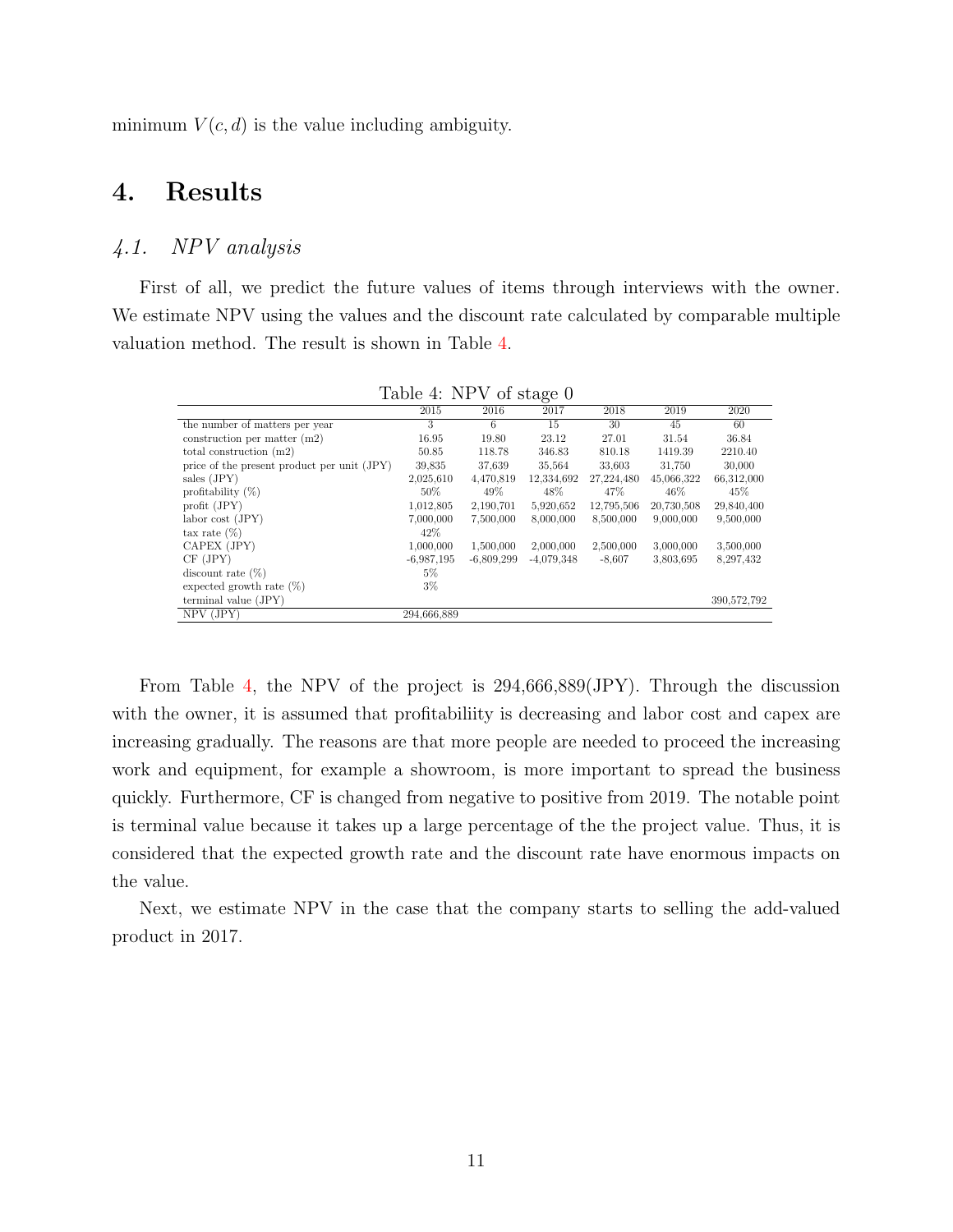minimum $V(c, d)$ is the value including ambiguity.

# 4. Results

## 4.1. NPV analysis

First of all, we predict the future values of items through interviews with the owner. We estimate NPV using the values and the discount rate calculated by comparable multiple valuation method. The result is shown in Table 4.

Table 4: NPV of stage 0

| | 2015 | 2016 | 2017 | 2018 | 2019 | 2020 |
|---|---|---|---|---|---|---|
| the number of matters per year | 3 | 6 | 15 | 30 | 45 | 60 |
| construction per matter (m2) | 16.95 | 19.80 | 23.12 | 27.01 | 31.54 | 36.84 |
| total construction (m2) | 50.85 | 118.78 | 346.83 | 810.18 | 1419.39 | 2210.40 |
| price of the present product per unit (JPY) | 39,835 | 37,639 | 35,564 | 33,603 | 31,750 | 30,000 |
| sales (JPY) | 2,025,610 | 4,470,819 | 12,334,692 | 27,224,480 | 45,066,322 | 66,312,000 |
| profitability (%) | 50% | 49% | 48% | 47% | 46% | 45% |
| profit (JPY) | 1,012,805 | 2,190,701 | 5,920,652 | 12,795,506 | 20,730,508 | 29,840,400 |
| labor cost (JPY) | 7,000,000 | 7,500,000 | 8,000,000 | 8,500,000 | 9,000,000 | 9,500,000 |
| tax rate (%) | 42% | | | | | |
| CAPEX (JPY) | 1,000,000 | 1,500,000 | 2,000,000 | 2,500,000 | 3,000,000 | 3,500,000 |
| CF (JPY) | -6,987,195 | -6,809,299 | -4,079,348 | -8,607 | 3,803,695 | 8,297,432 |
| discount rate (%) | 5% | | | | | |
| expected growth rate (%) | 3% | | | | | |
| terminal value (JPY) | | | | | | 390,572,792 |
| NPV (JPY) | 294,666,889 | | | | | |

From Table 4, the NPV of the project is 294,666,889(JPY). Through the discussion with the owner, it is assumed that profitabiliity is decreasing and labor cost and capex are increasing gradually. The reasons are that more people are needed to proceed the increasing work and equipment, for example a showroom, is more important to spread the business quickly. Furthermore, CF is changed from negative to positive from 2019. The notable point is terminal value because it takes up a large percentage of the the project value. Thus, it is considered that the expected growth rate and the discount rate have enormous impacts on the value.

Next, we estimate NPV in the case that the company starts to selling the add-valued product in 2017.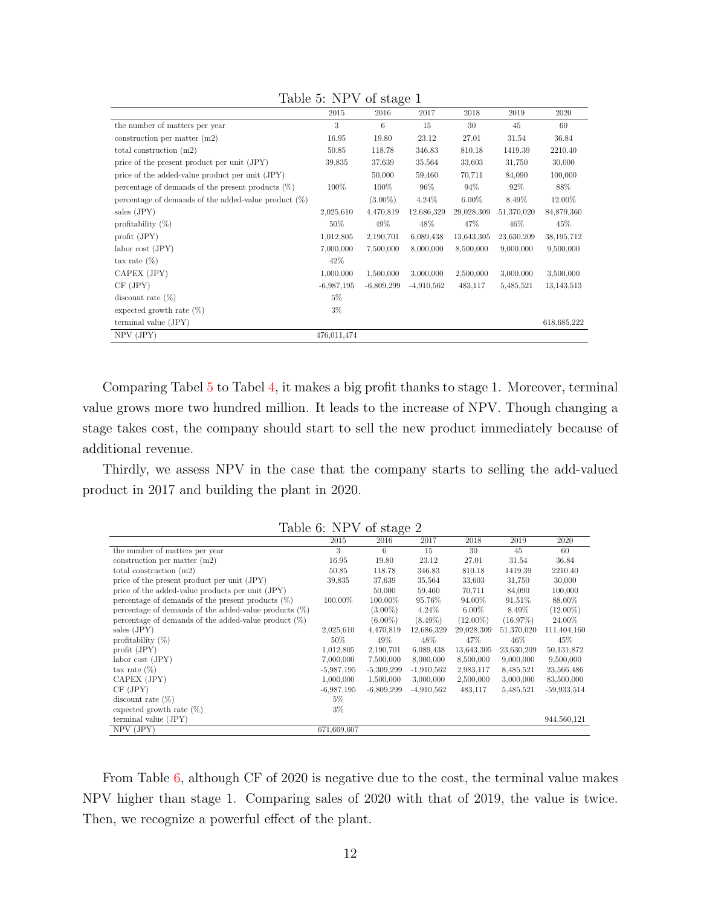Table 5: NPV of stage 1

| | 2015 | 2016 | 2017 | 2018 | 2019 | 2020 |
|---|---|---|---|---|---|---|
| the number of matters per year | 3 | 6 | 15 | 30 | 45 | 60 |
| construction per matter (m2) | 16.95 | 19.80 | 23.12 | 27.01 | 31.54 | 36.84 |
| total construction (m2) | 50.85 | 118.78 | 346.83 | 810.18 | 1419.39 | 2210.40 |
| price of the present product per unit (JPY) | 39,835 | 37,639 | 35,564 | 33,603 | 31,750 | 30,000 |
| price of the added-value product per unit (JPY) | | 50,000 | 59,460 | 70,711 | 84,090 | 100,000 |
| percentage of demands of the present products (%) | 100% | 100% | 96% | 94% | 92% | 88% |
| percentage of demands of the added-value product (%) | | (3.00%) | 4.24% | 6.00% | 8.49% | 12.00% |
| sales (JPY) | 2,025,610 | 4,470,819 | 12,686,329 | 29,028,309 | 51,370,020 | 84,879,360 |
| profitability (%) | 50% | 49% | 48% | 47% | 46% | 45% |
| profit (JPY) | 1,012,805 | 2,190,701 | 6,089,438 | 13,643,305 | 23,630,209 | 38,195,712 |
| labor cost (JPY) | 7,000,000 | 7,500,000 | 8,000,000 | 8,500,000 | 9,000,000 | 9,500,000 |
| tax rate (%) | 42% | | | | | |
| CAPEX (JPY) | 1,000,000 | 1,500,000 | 3,000,000 | 2,500,000 | 3,000,000 | 3,500,000 |
| CF (JPY) | -6,987,195 | -6,809,299 | -4,910,562 | 483,117 | 5,485,521 | 13,143,513 |
| discount rate (%) | 5% | | | | | |
| expected growth rate (%) | 3% | | | | | |
| terminal value (JPY) | | | | | | 618,685,222 |
| NPV (JPY) | 476,011,474 | | | | | |

Comparing Tabel 5 to Tabel 4, it makes a big profit thanks to stage 1. Moreover, terminal value grows more two hundred million. It leads to the increase of NPV. Though changing a stage takes cost, the company should start to sell the new product immediately because of additional revenue.

Thirdly, we assess NPV in the case that the company starts to selling the add-valued product in 2017 and building the plant in 2020.

Table 6: NPV of stage 2

| | 2015 | 2016 | 2017 | 2018 | 2019 | 2020 |
|---|---|---|---|---|---|---|
| the number of matters per year | 3 | 6 | 15 | 30 | 45 | 60 |
| construction per matter (m2) | 16.95 | 19.80 | 23.12 | 27.01 | 31.54 | 36.84 |
| total construction (m2) | 50.85 | 118.78 | 346.83 | 810.18 | 1419.39 | 2210.40 |
| price of the present product per unit (JPY) | 39,835 | 37,639 | 35,564 | 33,603 | 31,750 | 30,000 |
| price of the added-value products per unit (JPY) | | 50,000 | 59,460 | 70,711 | 84,090 | 100,000 |
| percentage of demands of the present products (%) | 100.00% | 100.00% | 95.76% | 94.00% | 91.51% | 88.00% |
| percentage of demands of the added-value products (%) | | (3.00%) | 4.24% | 6.00% | 8.49% | (12.00%) |
| percentage of demands of the added-value product (%) | | (6.00%) | (8.49%) | (12.00%) | (16.97%) | 24.00% |
| sales (JPY) | 2,025,610 | 4,470,819 | 12,686,329 | 29,028,309 | 51,370,020 | 111,404,160 |
| profitability (%) | 50% | 49% | 48% | 47% | 46% | 45% |
| profit (JPY) | 1,012,805 | 2,190,701 | 6,089,438 | 13,643,305 | 23,630,209 | 50,131,872 |
| labor cost (JPY) | 7,000,000 | 7,500,000 | 8,000,000 | 8,500,000 | 9,000,000 | 9,500,000 |
| tax rate (%) | -5,987,195 | -5,309,299 | -1,910,562 | 2,983,117 | 8,485,521 | 23,566,486 |
| CAPEX (JPY) | 1,000,000 | 1,500,000 | 3,000,000 | 2,500,000 | 3,000,000 | 83,500,000 |
| CF (JPY) | -6,987,195 | -6,809,299 | -4,910,562 | 483,117 | 5,485,521 | -59,933,514 |
| discount rate (%) | 5% | | | | | |
| expected growth rate (%) | 3% | | | | | |
| terminal value (JPY) | | | | | | 944,560,121 |
| NPV (JPY) | 671,669,607 | | | | | |

From Table 6, although CF of 2020 is negative due to the cost, the terminal value makes NPV higher than stage 1. Comparing sales of 2020 with that of 2019, the value is twice. Then, we recognize a powerful effect of the plant.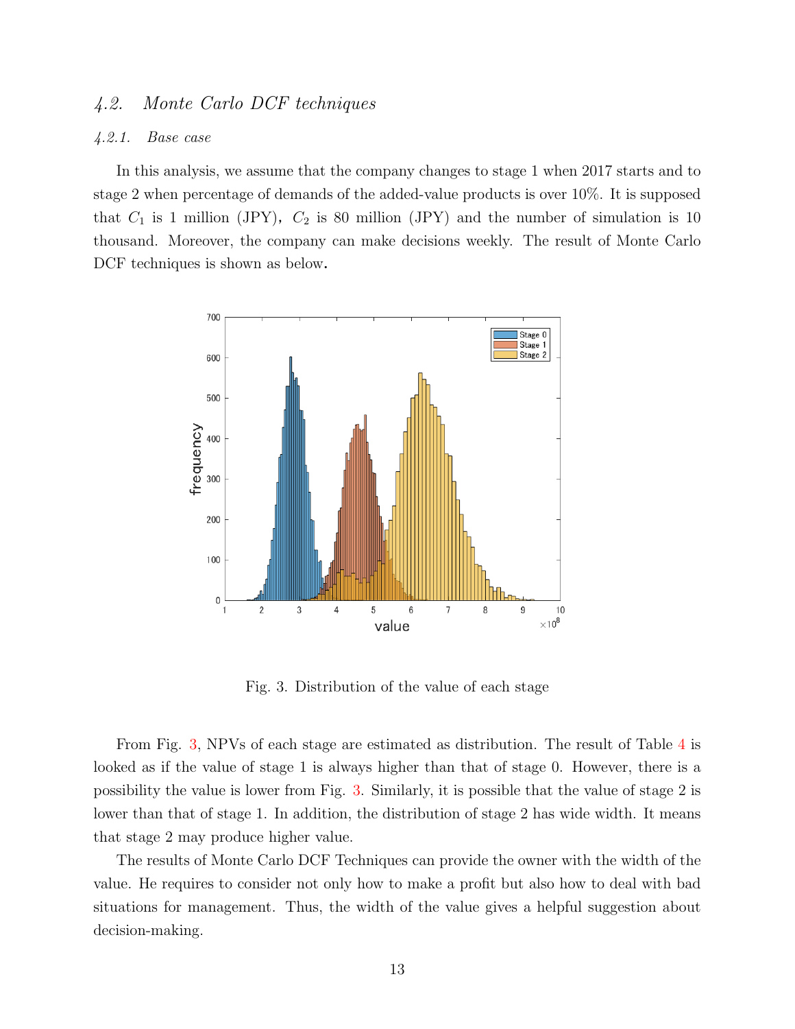### 4.2. Monte Carlo DCF techniques

#### 4.2.1. Base case

In this analysis, we assume that the company changes to stage 1 when 2017 starts and to stage 2 when percentage of demands of the added-value products is over 10%. It is supposed that $C_1$ is 1 million (JPY), $C_2$ is 80 million (JPY) and the number of simulation is 10 thousand. Moreover, the company can make decisions weekly. The result of Monte Carlo DCF techniques is shown as below.

Fig. 3. Distribution of the value of each stage

From Fig. 3, NPVs of each stage are estimated as distribution. The result of Table 4 is looked as if the value of stage 1 is always higher than that of stage 0. However, there is a possibility the value is lower from Fig. 3. Similarly, it is possible that the value of stage 2 is lower than that of stage 1. In addition, the distribution of stage 2 has wide width. It means that stage 2 may produce higher value.

The results of Monte Carlo DCF Techniques can provide the owner with the width of the value. He requires to consider not only how to make a profit but also how to deal with bad situations for management. Thus, the width of the value gives a helpful suggestion about decision-making.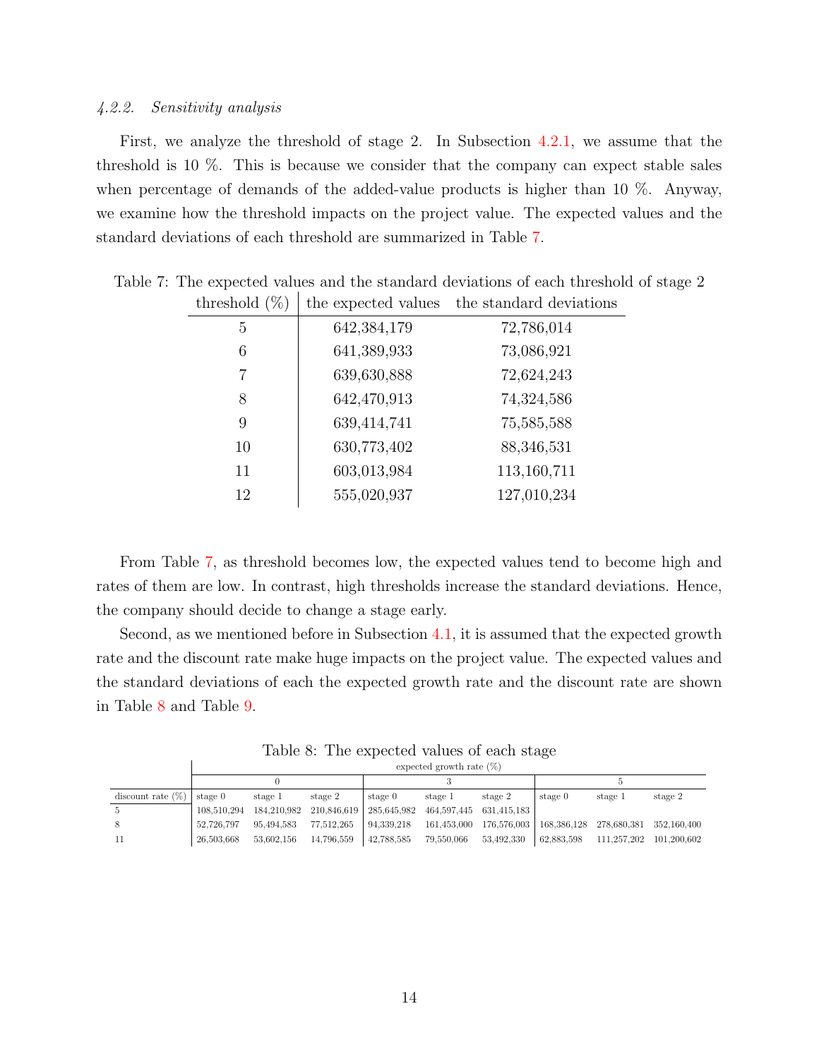#### 4.2.2. Sensitivity analysis

First, we analyze the threshold of stage 2. In Subsection 4.2.1, we assume that the threshold is 10 %. This is because we consider that the company can expect stable sales when percentage of demands of the added-value products is higher than 10 %. Anyway, we examine how the threshold impacts on the project value. The expected values and the standard deviations of each threshold are summarized in Table 7.

Table 7: The expected values and the standard deviations of each threshold of stage 2

| threshold (%) | the expected values | the standard deviations |
|---|---|---|
| 5 | 642,384,179 | 72,786,014 |
| 6 | 641,389,933 | 73,086,921 |
| 7 | 639,630,888 | 72,624,243 |
| 8 | 642,470,913 | 74,324,586 |
| 9 | 639,414,741 | 75,585,588 |
| 10 | 630,773,402 | 88,346,531 |
| 11 | 603,013,984 | 113,160,711 |
| 12 | 555,020,937 | 127,010,234 |

From Table 7, as threshold becomes low, the expected values tend to become high and rates of them are low. In contrast, high thresholds increase the standard deviations. Hence, the company should decide to change a stage early.

Second, as we mentioned before in Subsection 4.1, it is assumed that the expected growth rate and the discount rate make huge impacts on the project value. The expected values and the standard deviations of each the expected growth rate and the discount rate are shown in Table 8 and Table 9.

Table 8: The expected values of each stage

| | expected growth rate (%) | | | | | | | | |
|---|---|---|---|---|---|---|---|---|---|
| | 0 | | | 3 | | | 5 | | |
| discount rate (%) | stage 0 | stage 1 | stage 2 | stage 0 | stage 1 | stage 2 | stage 0 | stage 1 | stage 2 |
| 5 | 108,510,294 | 184,210,982 | 210,846,619 | 285,645,982 | 464,597,445 | 631,415,183 | | | |
| 8 | 52,726,797 | 95,494,583 | 77,512,265 | 94,339,218 | 161,453,000 | 176,576,003 | 168,386,128 | 278,680,381 | 352,160,400 |
| 11 | 26,503,668 | 53,602,156 | 14,796,559 | 42,788,585 | 79,550,066 | 53,492,330 | 62,883,598 | 111,257,202 | 101,200,602 |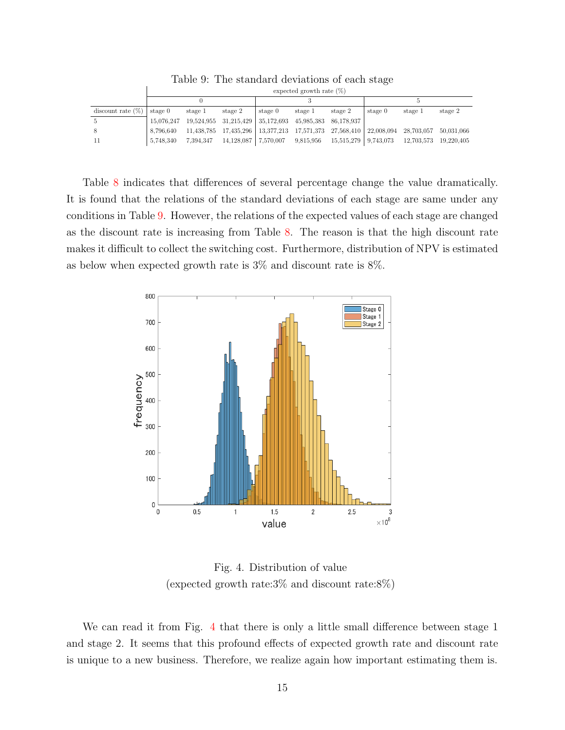Table 9: The standard deviations of each stage

| | expected growth rate (%) | | | | | | | | |
|---|---|---|---|---|---|---|---|---|---|
| | 0 | | | 3 | | | 5 | | |
| discount rate (%) | stage 0 | stage 1 | stage 2 | stage 0 | stage 1 | stage 2 | stage 0 | stage 1 | stage 2 |
| 5 | 15,076,247 | 19,524,955 | 31,215,429 | 35,172,693 | 45,985,383 | 86,178,937 | | | |
| 8 | 8,796,640 | 11,438,785 | 17,435,296 | 13,377,213 | 17,571,373 | 27,568,410 | 22,008,094 | 28,703,057 | 50,031,066 |
| 11 | 5,748,340 | 7,394,347 | 14,128,087 | 7,570,007 | 9,815,956 | 15,515,279 | 9,743,073 | 12,703,573 | 19,220,405 |

Table 8 indicates that differences of several percentage change the value dramatically. It is found that the relations of the standard deviations of each stage are same under any conditions in Table 9. However, the relations of the expected values of each stage are changed as the discount rate is increasing from Table 8. The reason is that the high discount rate makes it difficult to collect the switching cost. Furthermore, distribution of NPV is estimated as below when expected growth rate is 3% and discount rate is 8%.

Fig. 4. Distribution of value
(expected growth rate:3% and discount rate:8%)

We can read it from Fig. 4 that there is only a little small difference between stage 1 and stage 2. It seems that this profound effects of expected growth rate and discount rate is unique to a new business. Therefore, we realize again how important estimating them is.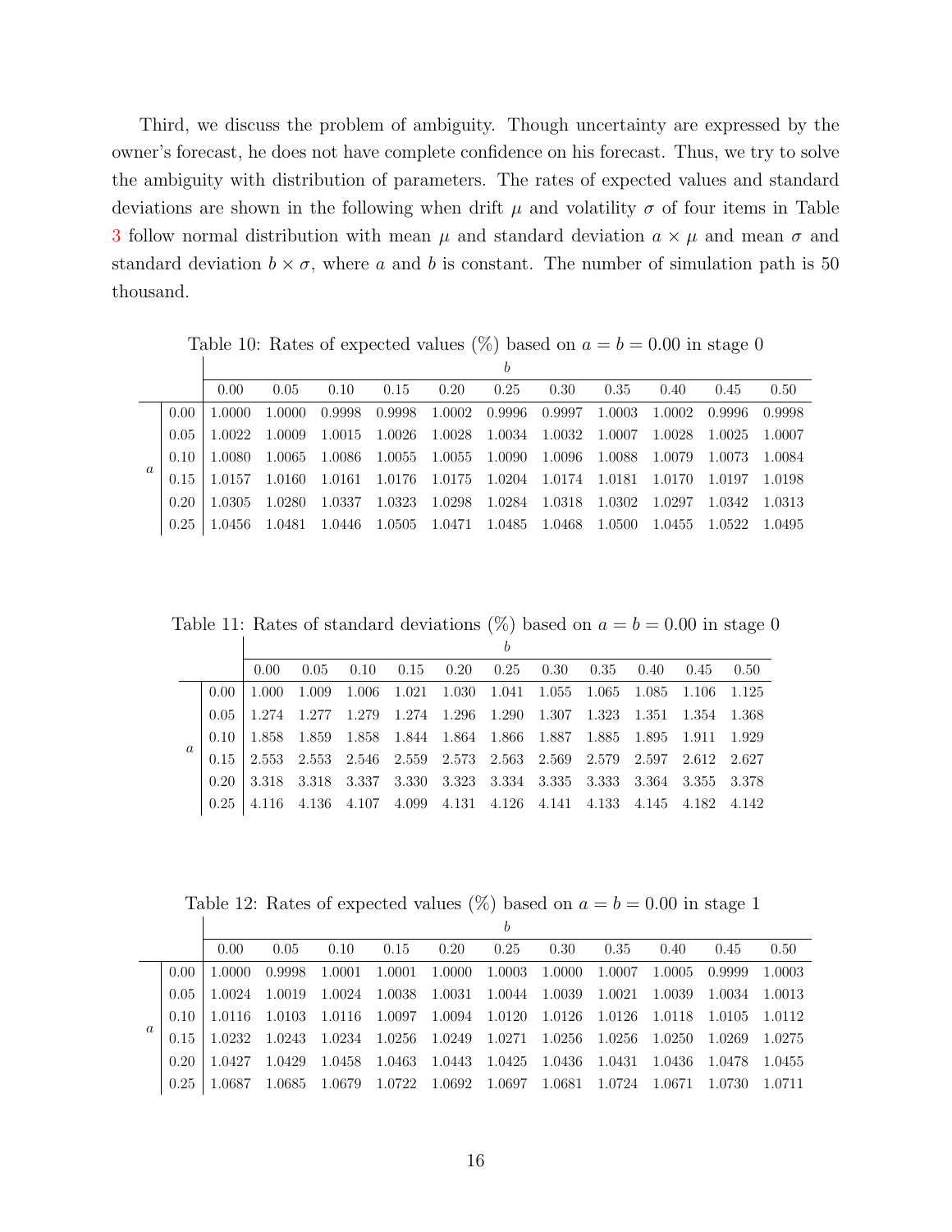Third, we discuss the problem of ambiguity. Though uncertainty are expressed by the owner's forecast, he does not have complete confidence on his forecast. Thus, we try to solve the ambiguity with distribution of parameters. The rates of expected values and standard deviations are shown in the following when drift $\mu$ and volatility $\sigma$ of four items in Table 3 follow normal distribution with mean $\mu$ and standard deviation $a \times \mu$ and mean $\sigma$ and standard deviation $b \times \sigma$, where $a$ and $b$ is constant. The number of simulation path is 50 thousand.

Table 10: Rates of expected values (%) based on $a = b = 0.00$ in stage 0

| | | $b$ | | | | | | | | | | |
|---|---|---|---|---|---|---|---|---|---|---|---|---|
| | | 0.00 | 0.05 | 0.10 | 0.15 | 0.20 | 0.25 | 0.30 | 0.35 | 0.40 | 0.45 | 0.50 |
| $a$ | 0.00 | 1.0000 | 1.0000 | 0.9998 | 0.9998 | 1.0002 | 0.9996 | 0.9997 | 1.0003 | 1.0002 | 0.9996 | 0.9998 |
| | 0.05 | 1.0022 | 1.0009 | 1.0015 | 1.0026 | 1.0028 | 1.0034 | 1.0032 | 1.0007 | 1.0028 | 1.0025 | 1.0007 |
| | 0.10 | 1.0080 | 1.0065 | 1.0086 | 1.0055 | 1.0055 | 1.0090 | 1.0096 | 1.0088 | 1.0079 | 1.0073 | 1.0084 |
| | 0.15 | 1.0157 | 1.0160 | 1.0161 | 1.0176 | 1.0175 | 1.0204 | 1.0174 | 1.0181 | 1.0170 | 1.0197 | 1.0198 |
| | 0.20 | 1.0305 | 1.0280 | 1.0337 | 1.0323 | 1.0298 | 1.0284 | 1.0318 | 1.0302 | 1.0297 | 1.0342 | 1.0313 |
| | 0.25 | 1.0456 | 1.0481 | 1.0446 | 1.0505 | 1.0471 | 1.0485 | 1.0468 | 1.0500 | 1.0455 | 1.0522 | 1.0495 |

Table 11: Rates of standard deviations (%) based on $a = b = 0.00$ in stage 0

| | | $b$ | | | | | | | | | | |
|---|---|---|---|---|---|---|---|---|---|---|---|---|
| | | 0.00 | 0.05 | 0.10 | 0.15 | 0.20 | 0.25 | 0.30 | 0.35 | 0.40 | 0.45 | 0.50 |
| $a$ | 0.00 | 1.000 | 1.009 | 1.006 | 1.021 | 1.030 | 1.041 | 1.055 | 1.065 | 1.085 | 1.106 | 1.125 |
| | 0.05 | 1.274 | 1.277 | 1.279 | 1.274 | 1.296 | 1.290 | 1.307 | 1.323 | 1.351 | 1.354 | 1.368 |
| | 0.10 | 1.858 | 1.859 | 1.858 | 1.844 | 1.864 | 1.866 | 1.887 | 1.885 | 1.895 | 1.911 | 1.929 |
| | 0.15 | 2.553 | 2.553 | 2.546 | 2.559 | 2.573 | 2.563 | 2.569 | 2.579 | 2.597 | 2.612 | 2.627 |
| | 0.20 | 3.318 | 3.318 | 3.337 | 3.330 | 3.323 | 3.334 | 3.335 | 3.333 | 3.364 | 3.355 | 3.378 |
| | 0.25 | 4.116 | 4.136 | 4.107 | 4.099 | 4.131 | 4.126 | 4.141 | 4.133 | 4.145 | 4.182 | 4.142 |

Table 12: Rates of expected values (%) based on $a = b = 0.00$ in stage 1

| | | $b$ | | | | | | | | | | |
|---|---|---|---|---|---|---|---|---|---|---|---|---|
| | | 0.00 | 0.05 | 0.10 | 0.15 | 0.20 | 0.25 | 0.30 | 0.35 | 0.40 | 0.45 | 0.50 |
| $a$ | 0.00 | 1.0000 | 0.9998 | 1.0001 | 1.0001 | 1.0000 | 1.0003 | 1.0000 | 1.0007 | 1.0005 | 0.9999 | 1.0003 |
| | 0.05 | 1.0024 | 1.0019 | 1.0024 | 1.0038 | 1.0031 | 1.0044 | 1.0039 | 1.0021 | 1.0039 | 1.0034 | 1.0013 |
| | 0.10 | 1.0116 | 1.0103 | 1.0116 | 1.0097 | 1.0094 | 1.0120 | 1.0126 | 1.0126 | 1.0118 | 1.0105 | 1.0112 |
| | 0.15 | 1.0232 | 1.0243 | 1.0234 | 1.0256 | 1.0249 | 1.0271 | 1.0256 | 1.0256 | 1.0250 | 1.0269 | 1.0275 |
| | 0.20 | 1.0427 | 1.0429 | 1.0458 | 1.0463 | 1.0443 | 1.0425 | 1.0436 | 1.0431 | 1.0436 | 1.0478 | 1.0455 |
| | 0.25 | 1.0687 | 1.0685 | 1.0679 | 1.0722 | 1.0692 | 1.0697 | 1.0681 | 1.0724 | 1.0671 | 1.0730 | 1.0711 |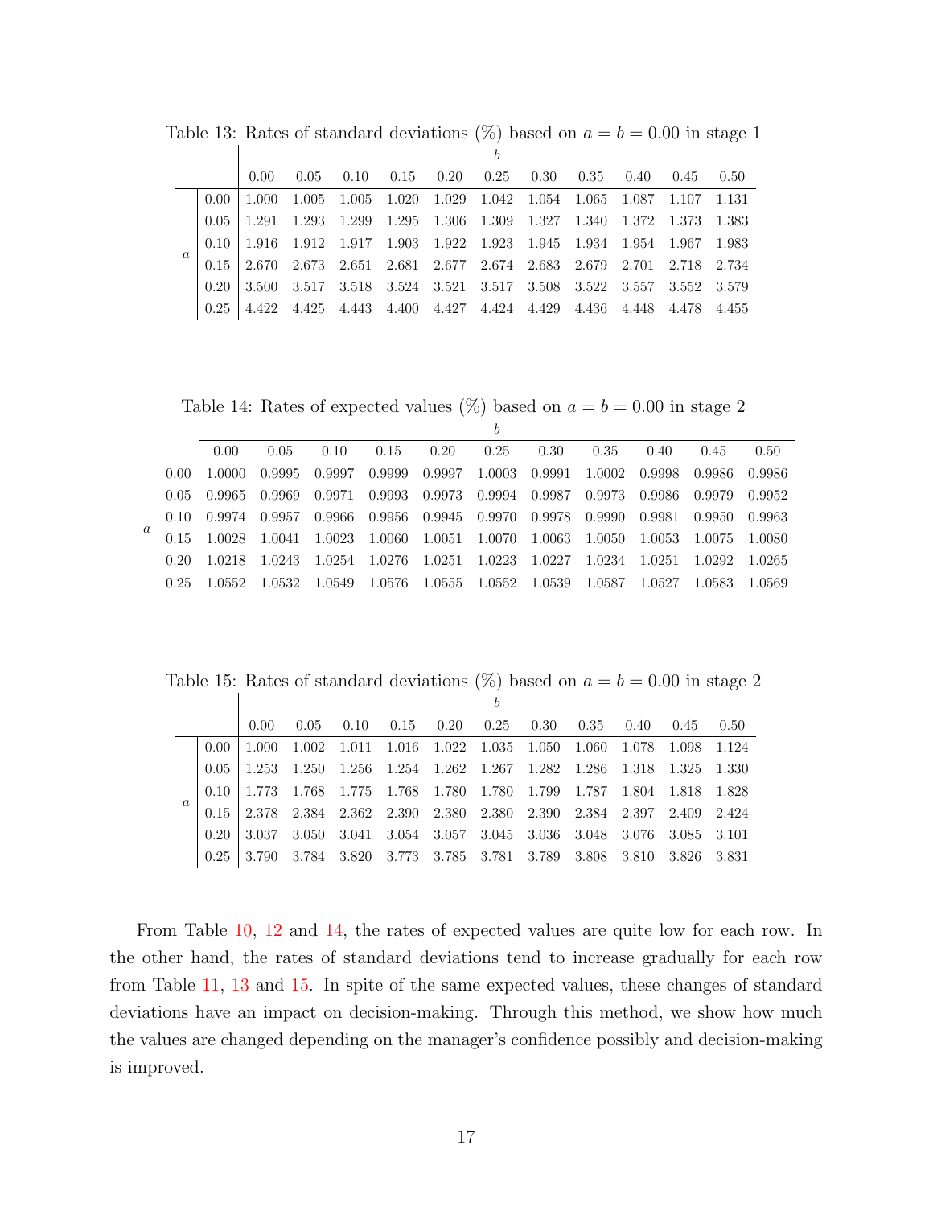Table 13: Rates of standard deviations (%) based on $a = b = 0.00$ in stage 1

| | | $b$ | | | | | | | | | | |
|---|---|---|---|---|---|---|---|---|---|---|---|---|
| | | 0.00 | 0.05 | 0.10 | 0.15 | 0.20 | 0.25 | 0.30 | 0.35 | 0.40 | 0.45 | 0.50 |
| $a$ | 0.00 | 1.000 | 1.005 | 1.005 | 1.020 | 1.029 | 1.042 | 1.054 | 1.065 | 1.087 | 1.107 | 1.131 |
| | 0.05 | 1.291 | 1.293 | 1.299 | 1.295 | 1.306 | 1.309 | 1.327 | 1.340 | 1.372 | 1.373 | 1.383 |
| | 0.10 | 1.916 | 1.912 | 1.917 | 1.903 | 1.922 | 1.923 | 1.945 | 1.934 | 1.954 | 1.967 | 1.983 |
| | 0.15 | 2.670 | 2.673 | 2.651 | 2.681 | 2.677 | 2.674 | 2.683 | 2.679 | 2.701 | 2.718 | 2.734 |
| | 0.20 | 3.500 | 3.517 | 3.518 | 3.524 | 3.521 | 3.517 | 3.508 | 3.522 | 3.557 | 3.552 | 3.579 |
| | 0.25 | 4.422 | 4.425 | 4.443 | 4.400 | 4.427 | 4.424 | 4.429 | 4.436 | 4.448 | 4.478 | 4.455 |

Table 14: Rates of expected values (%) based on $a = b = 0.00$ in stage 2

| | | $b$ | | | | | | | | | | |
|---|---|---|---|---|---|---|---|---|---|---|---|---|
| | | 0.00 | 0.05 | 0.10 | 0.15 | 0.20 | 0.25 | 0.30 | 0.35 | 0.40 | 0.45 | 0.50 |
| $a$ | 0.00 | 1.0000 | 0.9995 | 0.9997 | 0.9999 | 0.9997 | 1.0003 | 0.9991 | 1.0002 | 0.9998 | 0.9986 | 0.9986 |
| | 0.05 | 0.9965 | 0.9969 | 0.9971 | 0.9993 | 0.9973 | 0.9994 | 0.9987 | 0.9973 | 0.9986 | 0.9979 | 0.9952 |
| | 0.10 | 0.9974 | 0.9957 | 0.9966 | 0.9956 | 0.9945 | 0.9970 | 0.9978 | 0.9990 | 0.9981 | 0.9950 | 0.9963 |
| | 0.15 | 1.0028 | 1.0041 | 1.0023 | 1.0060 | 1.0051 | 1.0070 | 1.0063 | 1.0050 | 1.0053 | 1.0075 | 1.0080 |
| | 0.20 | 1.0218 | 1.0243 | 1.0254 | 1.0276 | 1.0251 | 1.0223 | 1.0227 | 1.0234 | 1.0251 | 1.0292 | 1.0265 |
| | 0.25 | 1.0552 | 1.0532 | 1.0549 | 1.0576 | 1.0555 | 1.0552 | 1.0539 | 1.0587 | 1.0527 | 1.0583 | 1.0569 |

Table 15: Rates of standard deviations (%) based on $a = b = 0.00$ in stage 2

| | | $b$ | | | | | | | | | | |
|---|---|---|---|---|---|---|---|---|---|---|---|---|
| | | 0.00 | 0.05 | 0.10 | 0.15 | 0.20 | 0.25 | 0.30 | 0.35 | 0.40 | 0.45 | 0.50 |
| $a$ | 0.00 | 1.000 | 1.002 | 1.011 | 1.016 | 1.022 | 1.035 | 1.050 | 1.060 | 1.078 | 1.098 | 1.124 |
| | 0.05 | 1.253 | 1.250 | 1.256 | 1.254 | 1.262 | 1.267 | 1.282 | 1.286 | 1.318 | 1.325 | 1.330 |
| | 0.10 | 1.773 | 1.768 | 1.775 | 1.768 | 1.780 | 1.780 | 1.799 | 1.787 | 1.804 | 1.818 | 1.828 |
| | 0.15 | 2.378 | 2.384 | 2.362 | 2.390 | 2.380 | 2.380 | 2.390 | 2.384 | 2.397 | 2.409 | 2.424 |
| | 0.20 | 3.037 | 3.050 | 3.041 | 3.054 | 3.057 | 3.045 | 3.036 | 3.048 | 3.076 | 3.085 | 3.101 |
| | 0.25 | 3.790 | 3.784 | 3.820 | 3.773 | 3.785 | 3.781 | 3.789 | 3.808 | 3.810 | 3.826 | 3.831 |

From Table 10, 12 and 14, the rates of expected values are quite low for each row. In the other hand, the rates of standard deviations tend to increase gradually for each row from Table 11, 13 and 15. In spite of the same expected values, these changes of standard deviations have an impact on decision-making. Through this method, we show how much the values are changed depending on the manager's confidence possibly and decision-making is improved.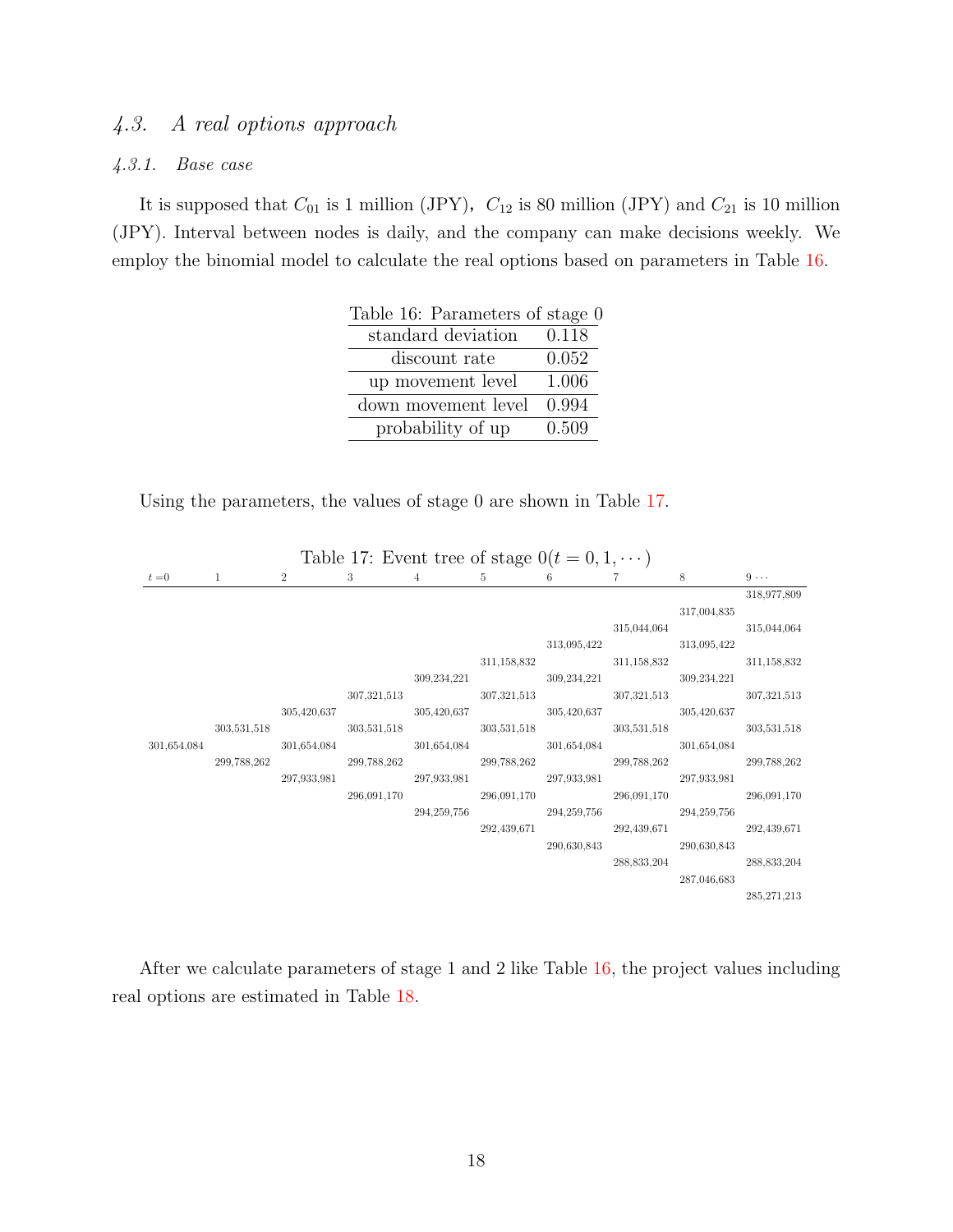### 4.3. A real options approach

#### 4.3.1. Base case

It is supposed that $C_{01}$ is 1 million (JPY), $C_{12}$ is 80 million (JPY) and $C_{21}$ is 10 million (JPY). Interval between nodes is daily, and the company can make decisions weekly. We employ the binomial model to calculate the real options based on parameters in Table 16.

Table 16: Parameters of stage 0

| | |
|---|---|
| standard deviation | 0.118 |
| discount rate | 0.052 |
| up movement level | 1.006 |
| down movement level | 0.994 |
| probability of up | 0.509 |

Using the parameters, the values of stage 0 are shown in Table 17.

Table 17: Event tree of stage 0($t = 0, 1, \cdots$)

| $t=0$ | 1 | 2 | 3 | 4 | 5 | 6 | 7 | 8 | $9 \cdots$ |
|---|---|---|---|---|---|---|---|---|---|
| | | | | | | | | | 318,977,809 |
| | | | | | | | | 317,004,835 | |
| | | | | | | | 315,044,064 | | 315,044,064 |
| | | | | | | 313,095,422 | | 313,095,422 | |
| | | | | | 311,158,832 | | 311,158,832 | | 311,158,832 |
| | | | | 309,234,221 | | 309,234,221 | | 309,234,221 | |
| | | | 307,321,513 | | 307,321,513 | | 307,321,513 | | 307,321,513 |
| | | 305,420,637 | | 305,420,637 | | 305,420,637 | | 305,420,637 | |
| | 303,531,518 | | 303,531,518 | | 303,531,518 | | 303,531,518 | | 303,531,518 |
| 301,654,084 | | 301,654,084 | | 301,654,084 | | 301,654,084 | | 301,654,084 | |
| | 299,788,262 | | 299,788,262 | | 299,788,262 | | 299,788,262 | | 299,788,262 |
| | | 297,933,981 | | 297,933,981 | | 297,933,981 | | 297,933,981 | |
| | | | 296,091,170 | | 296,091,170 | | 296,091,170 | | 296,091,170 |
| | | | | 294,259,756 | | 294,259,756 | | 294,259,756 | |
| | | | | | 292,439,671 | | 292,439,671 | | 292,439,671 |
| | | | | | | 290,630,843 | | 290,630,843 | |
| | | | | | | | 288,833,204 | | 288,833,204 |
| | | | | | | | | 287,046,683 | |
| | | | | | | | | | 285,271,213 |

After we calculate parameters of stage 1 and 2 like Table 16, the project values including real options are estimated in Table 18.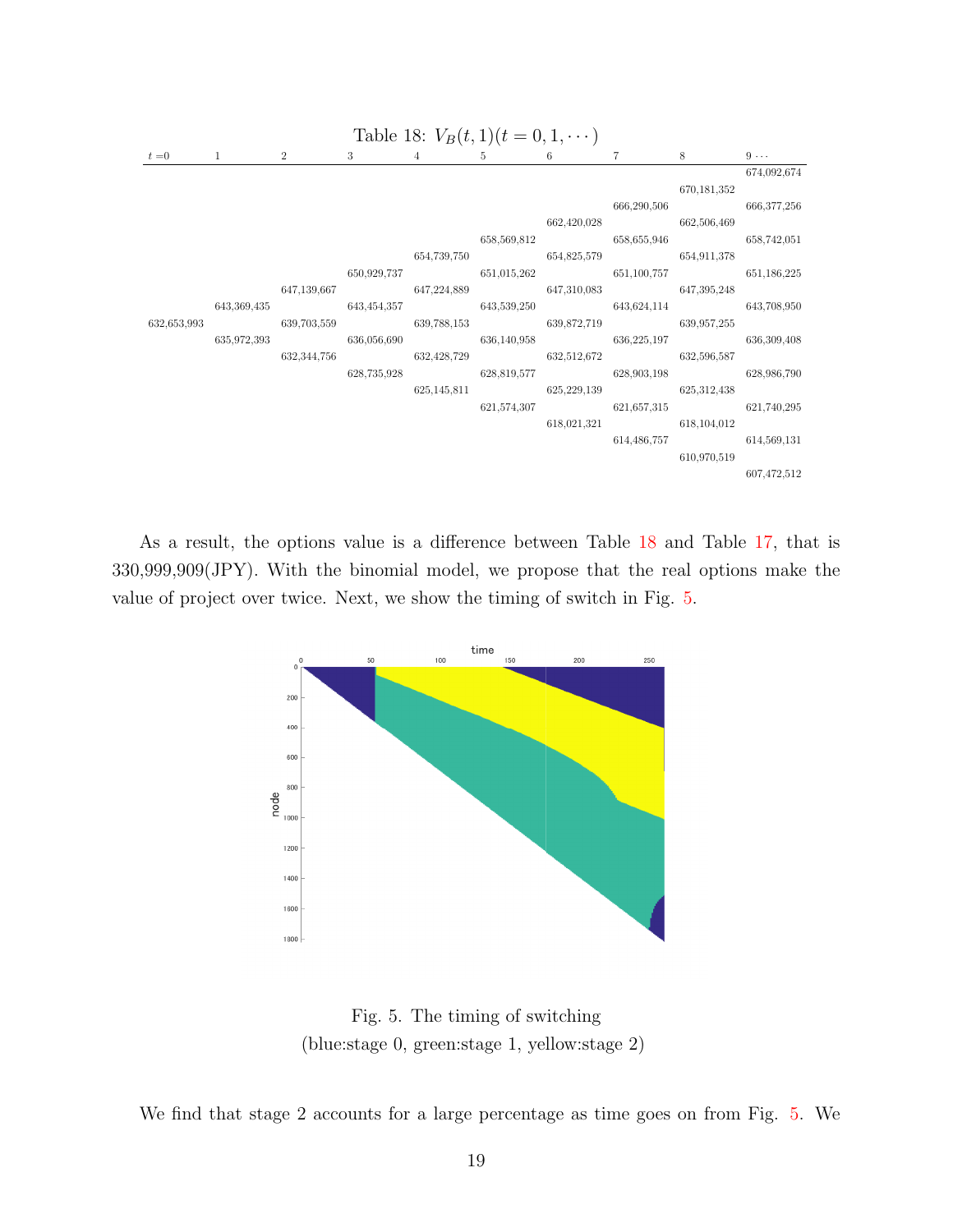Table 18: $V_B(t, 1)(t = 0, 1, \cdots)$

| $t$ =0 | 1 | 2 | 3 | 4 | 5 | 6 | 7 | 8 | 9 ⋯ |
|---|---|---|---|---|---|---|---|---|---|
| | | | | | | | | | 674,092,674 |
| | | | | | | | | 670,181,352 | |
| | | | | | | | 666,290,506 | | 666,377,256 |
| | | | | | | 662,420,028 | | 662,506,469 | |
| | | | | | 658,569,812 | | 658,655,946 | | 658,742,051 |
| | | | | 654,739,750 | | 654,825,579 | | 654,911,378 | |
| | | | 650,929,737 | | 651,015,262 | | 651,100,757 | | 651,186,225 |
| | | 647,139,667 | | 647,224,889 | | 647,310,083 | | 647,395,248 | |
| | 643,369,435 | | 643,454,357 | | 643,539,250 | | 643,624,114 | | 643,708,950 |
| 632,653,993 | | 639,703,559 | | 639,788,153 | | 639,872,719 | | 639,957,255 | |
| | 635,972,393 | | 636,056,690 | | 636,140,958 | | 636,225,197 | | 636,309,408 |
| | | 632,344,756 | | 632,428,729 | | 632,512,672 | | 632,596,587 | |
| | | | 628,735,928 | | 628,819,577 | | 628,903,198 | | 628,986,790 |
| | | | | 625,145,811 | | 625,229,139 | | 625,312,438 | |
| | | | | | 621,574,307 | | 621,657,315 | | 621,740,295 |
| | | | | | | 618,021,321 | | 618,104,012 | |
| | | | | | | | 614,486,757 | | 614,569,131 |
| | | | | | | | | 610,970,519 | |
| | | | | | | | | | 607,472,512 |

As a result, the options value is a difference between Table 18 and Table 17, that is 330,999,909(JPY). With the binomial model, we propose that the real options make the value of project over twice. Next, we show the timing of switch in Fig. 5.

Fig. 5. The timing of switching
(blue:stage 0, green:stage 1, yellow:stage 2)

We find that stage 2 accounts for a large percentage as time goes on from Fig. 5. We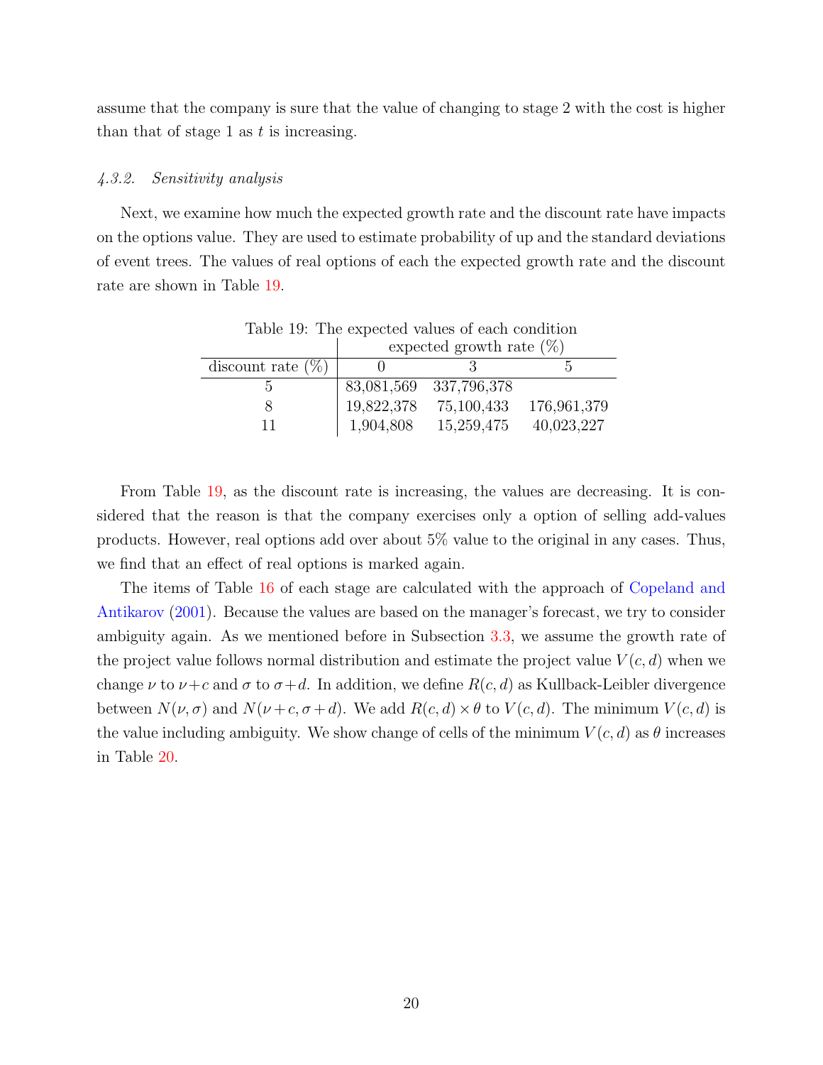assume that the company is sure that the value of changing to stage 2 with the cost is higher than that of stage 1 as $t$ is increasing.

#### *4.3.2. Sensitivity analysis*

Next, we examine how much the expected growth rate and the discount rate have impacts on the options value. They are used to estimate probability of up and the standard deviations of event trees. The values of real options of each the expected growth rate and the discount rate are shown in Table 19.

Table 19: The expected values of each condition

| | expected growth rate (%) | | |
|---|---|---|---|
| discount rate (%) | 0 | 3 | 5 |
| 5 | 83,081,569 | 337,796,378 | |
| 8 | 19,822,378 | 75,100,433 | 176,961,379 |
| 11 | 1,904,808 | 15,259,475 | 40,023,227 |

From Table 19, as the discount rate is increasing, the values are decreasing. It is considered that the reason is that the company exercises only a option of selling add-values products. However, real options add over about 5% value to the original in any cases. Thus, we find that an effect of real options is marked again.

The items of Table 16 of each stage are calculated with the approach of Copeland and Antikarov (2001). Because the values are based on the manager's forecast, we try to consider ambiguity again. As we mentioned before in Subsection 3.3, we assume the growth rate of the project value follows normal distribution and estimate the project value $V(c,d)$ when we change $\nu$ to $\nu+c$ and $\sigma$ to $\sigma+d$. In addition, we define $R(c,d)$ as Kullback-Leibler divergence between $N(\nu,\sigma)$ and $N(\nu+c,\sigma+d)$. We add $R(c,d)\times\theta$ to $V(c,d)$. The minimum $V(c,d)$ is the value including ambiguity. We show change of cells of the minimum $V(c,d)$ as $\theta$ increases in Table 20.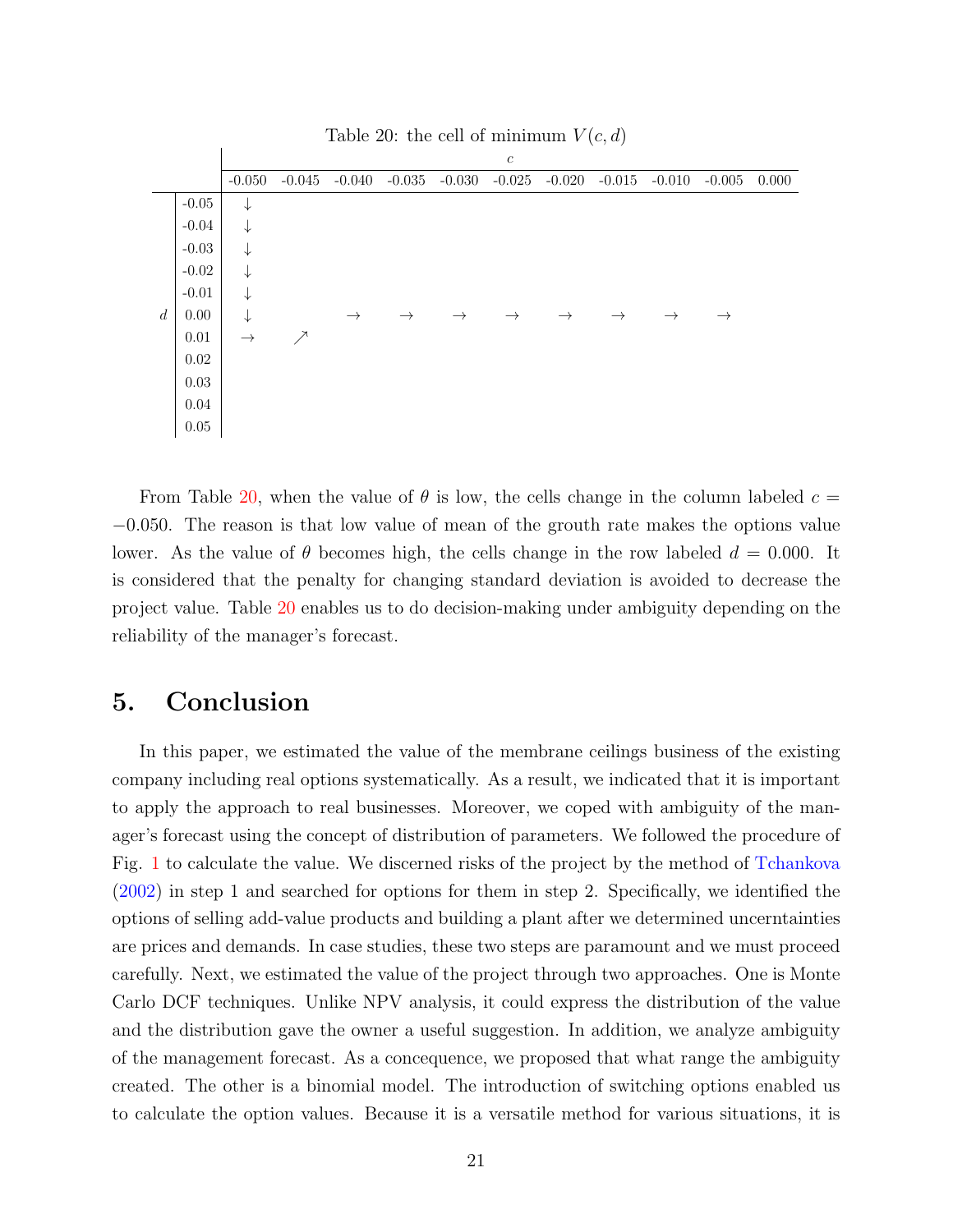Table 20: the cell of minimum $V(c, d)$

| | | $c$ | | | | | | | | | | |
|---|---|---|---|---|---|---|---|---|---|---|---|---|
| | | -0.050 | -0.045 | -0.040 | -0.035 | -0.030 | -0.025 | -0.020 | -0.015 | -0.010 | -0.005 | 0.000 |
| | -0.05 | ↓ | | | | | | | | | | |
| | -0.04 | ↓ | | | | | | | | | | |
| | -0.03 | ↓ | | | | | | | | | | |
| | -0.02 | ↓ | | | | | | | | | | |
| | -0.01 | ↓ | | | | | | | | | | |
| $d$ | 0.00 | ↓ | | → | → | → | → | → | → | → | → | |
| | 0.01 | → | ↗ | | | | | | | | | |
| | 0.02 | | | | | | | | | | | |
| | 0.03 | | | | | | | | | | | |
| | 0.04 | | | | | | | | | | | |
| | 0.05 | | | | | | | | | | | |

From Table 20, when the value of $\theta$ is low, the cells change in the column labeled $c = -0.050$. The reason is that low value of mean of the grouth rate makes the options value lower. As the value of $\theta$ becomes high, the cells change in the row labeled $d = 0.000$. It is considered that the penalty for changing standard deviation is avoided to decrease the project value. Table 20 enables us to do decision-making under ambiguity depending on the reliability of the manager's forecast.

## 5. Conclusion

In this paper, we estimated the value of the membrane ceilings business of the existing company including real options systematically. As a result, we indicated that it is important to apply the approach to real businesses. Moreover, we coped with ambiguity of the manager's forecast using the concept of distribution of parameters. We followed the procedure of Fig. 1 to calculate the value. We discerned risks of the project by the method of Tchankova (2002) in step 1 and searched for options for them in step 2. Specifically, we identified the options of selling add-value products and building a plant after we determined uncertainties are prices and demands. In case studies, these two steps are paramount and we must proceed carefully. Next, we estimated the value of the project through two approaches. One is Monte Carlo DCF techniques. Unlike NPV analysis, it could express the distribution of the value and the distribution gave the owner a useful suggestion. In addition, we analyze ambiguity of the management forecast. As a concequence, we proposed that what range the ambiguity created. The other is a binomial model. The introduction of switching options enabled us to calculate the option values. Because it is a versatile method for various situations, it is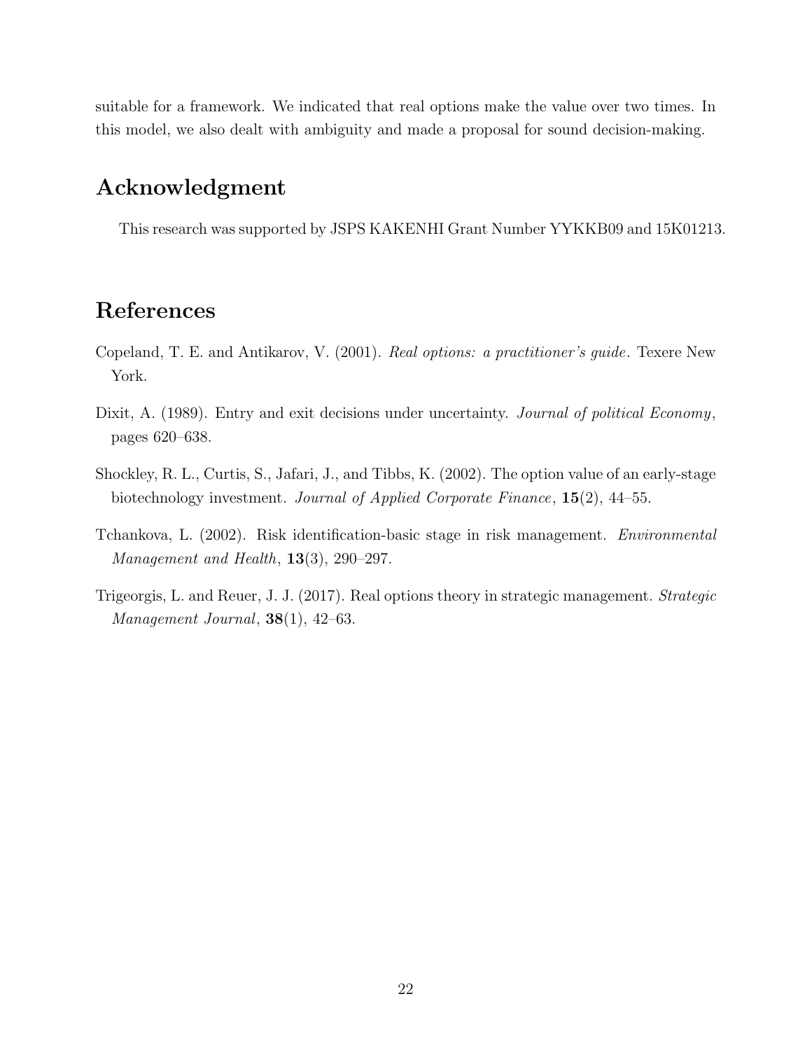suitable for a framework. We indicated that real options make the value over two times. In this model, we also dealt with ambiguity and made a proposal for sound decision-making.

## Acknowledgment

This research was supported by JSPS KAKENHI Grant Number YYKKB09 and 15K01213.

## References

Copeland, T. E. and Antikarov, V. (2001). *Real options: a practitioner's guide*. Texere New York.

Dixit, A. (1989). Entry and exit decisions under uncertainty. *Journal of political Economy*, pages 620–638.

Shockley, R. L., Curtis, S., Jafari, J., and Tibbs, K. (2002). The option value of an early-stage biotechnology investment. *Journal of Applied Corporate Finance*, **15**(2), 44–55.

Tchankova, L. (2002). Risk identification-basic stage in risk management. *Environmental Management and Health*, **13**(3), 290–297.

Trigeorgis, L. and Reuer, J. J. (2017). Real options theory in strategic management. *Strategic Management Journal*, **38**(1), 42–63.